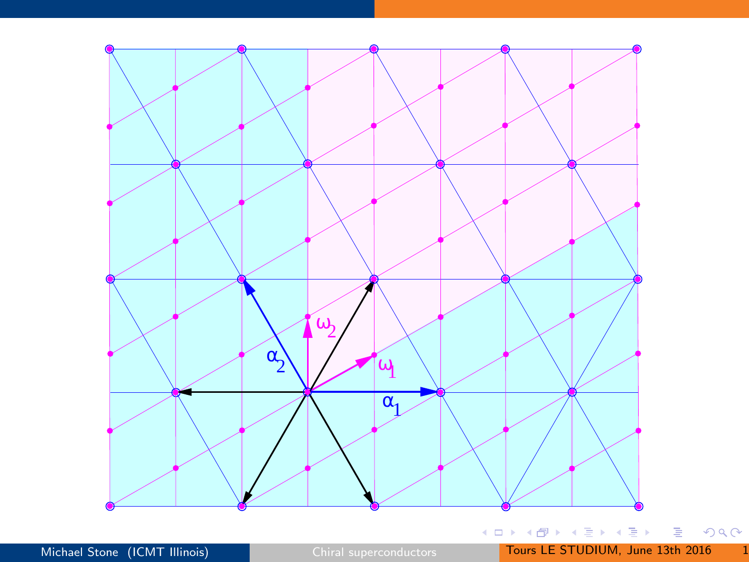$\omega_2$

$\alpha_2$

$\omega_1$

$\alpha_1$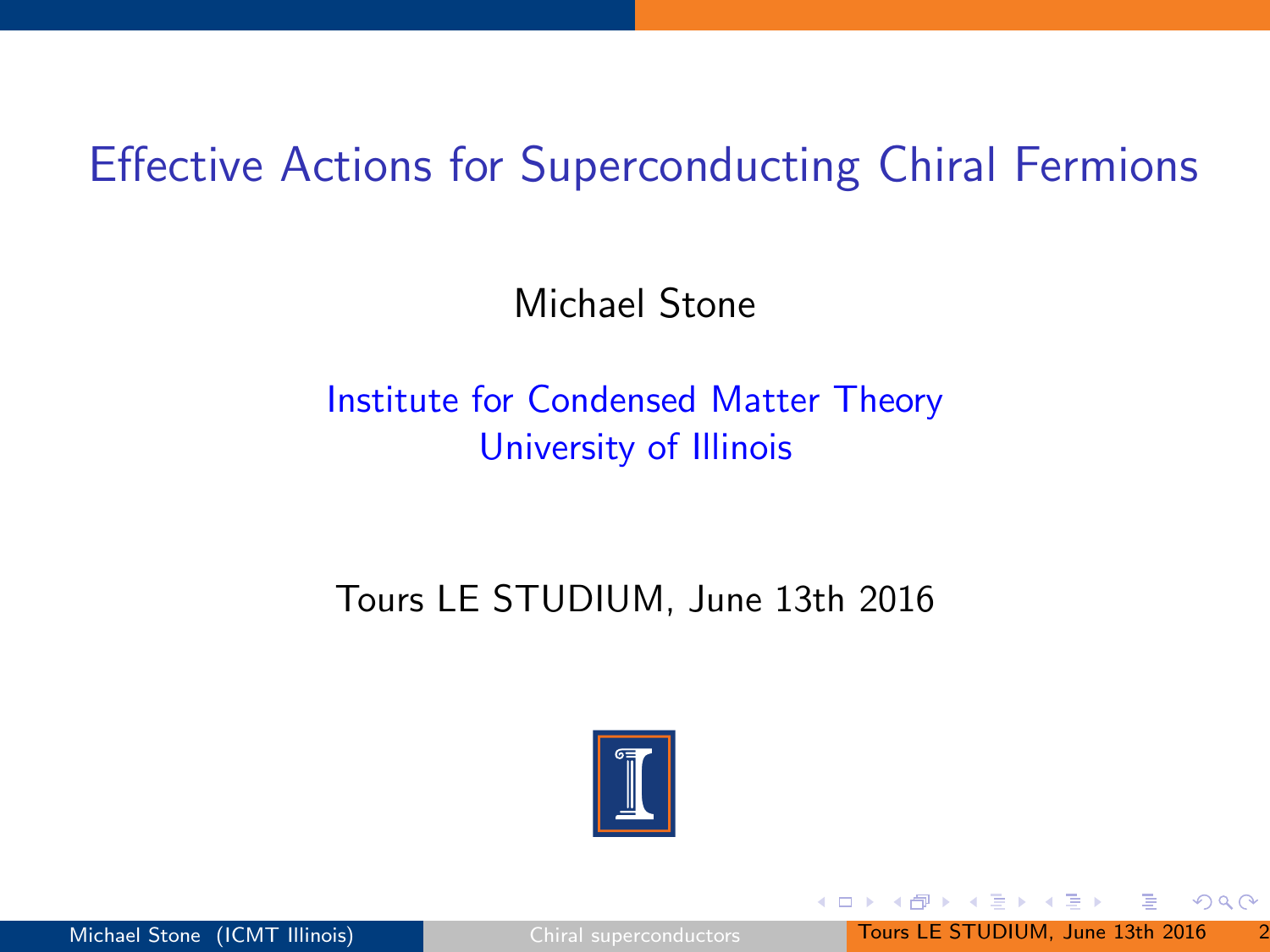# Effective Actions for Superconducting Chiral Fermions

Michael Stone

Institute for Condensed Matter Theory
University of Illinois

Tours LE STUDIUM, June 13th 2016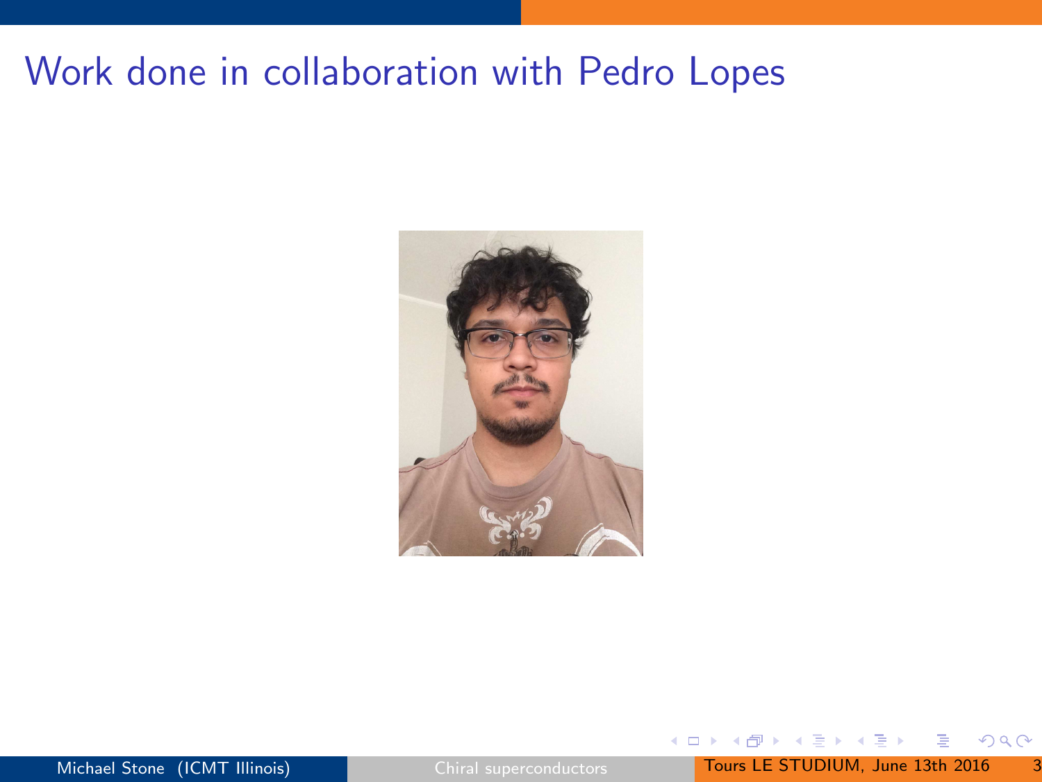# Work done in collaboration with Pedro Lopes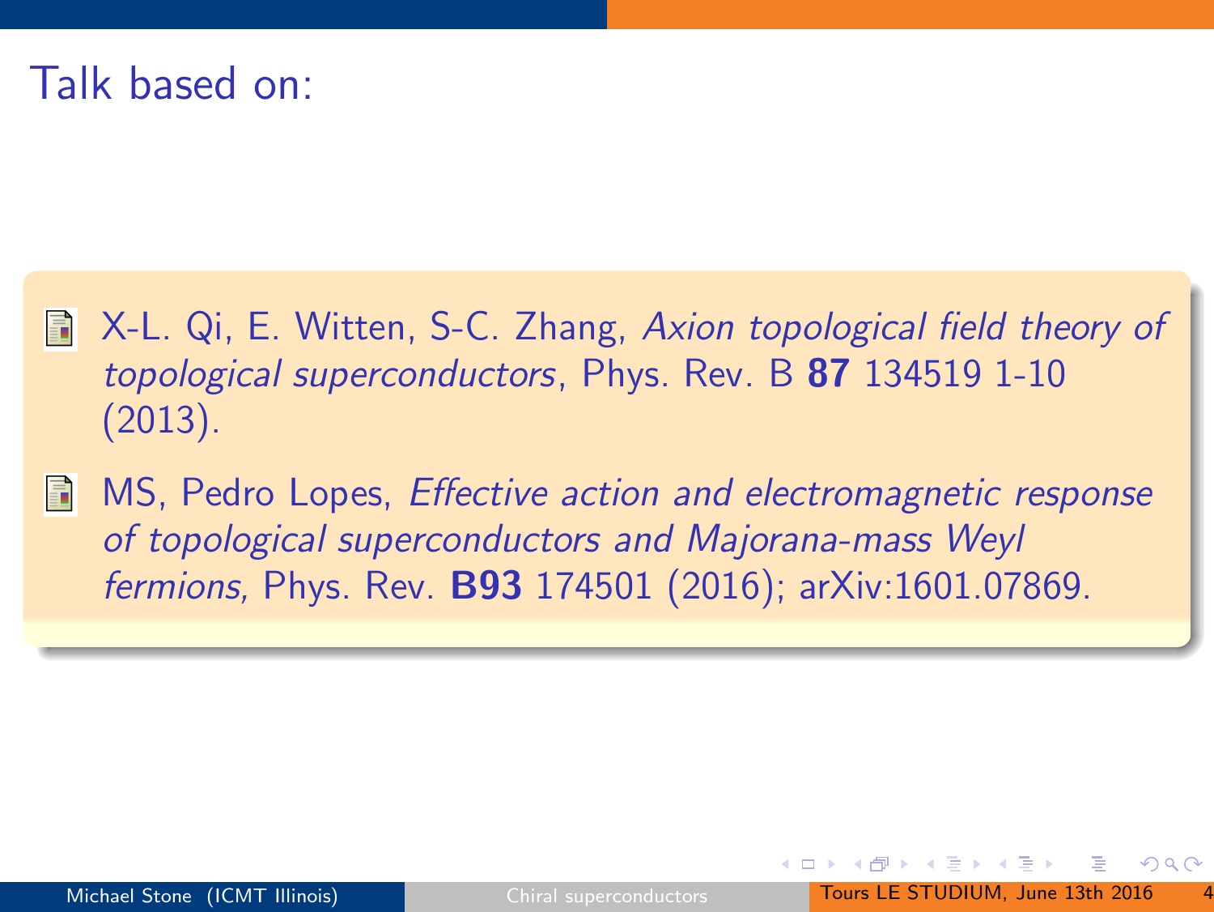# Talk based on:

- X-L. Qi, E. Witten, S-C. Zhang, *Axion topological field theory of topological superconductors*, Phys. Rev. B **87** 134519 1-10 (2013).

- MS, Pedro Lopes, *Effective action and electromagnetic response of topological superconductors and Majorana-mass Weyl fermions,* Phys. Rev. **B93** 174501 (2016); arXiv:1601.07869.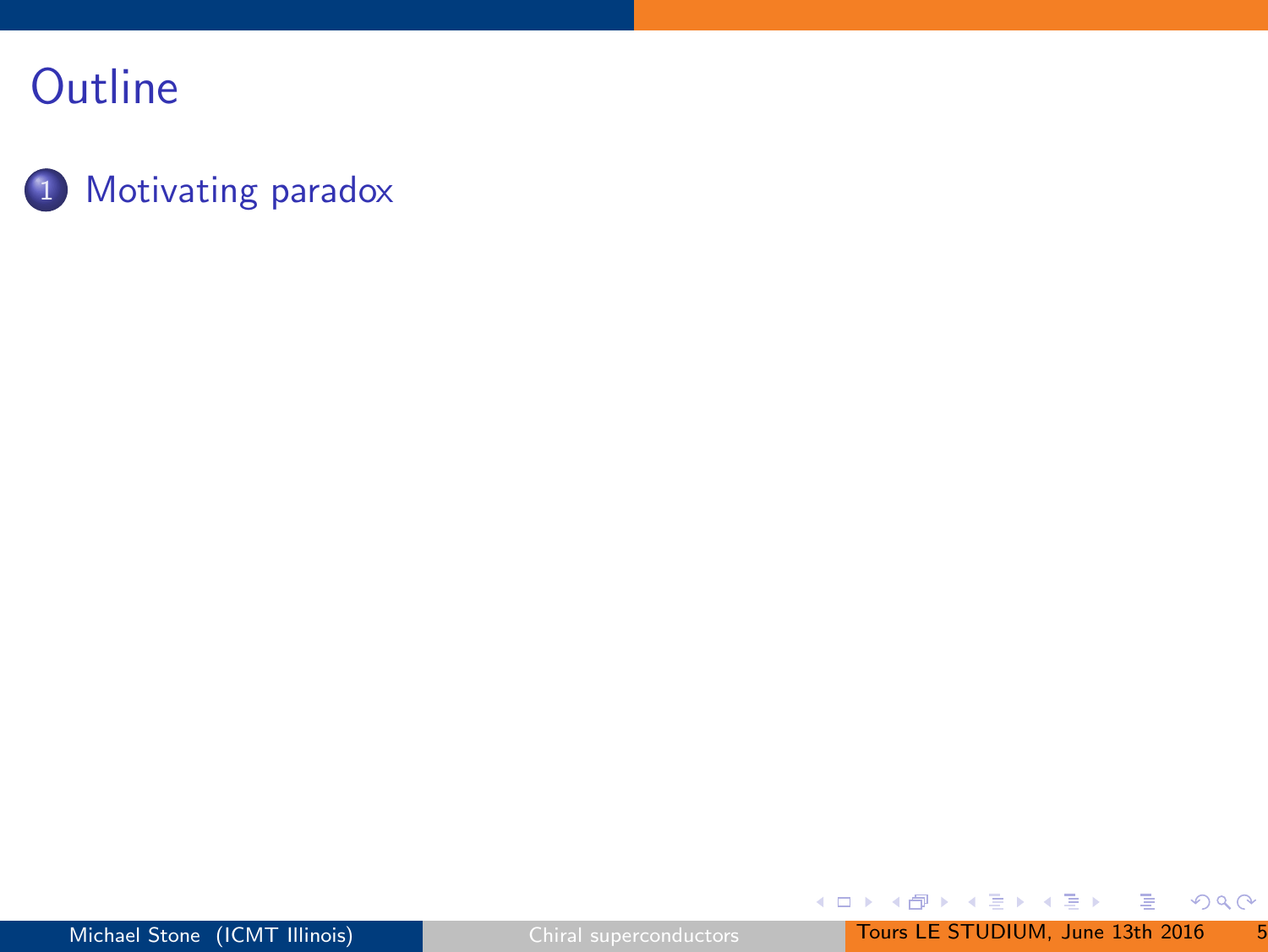# Outline

1. Motivating paradox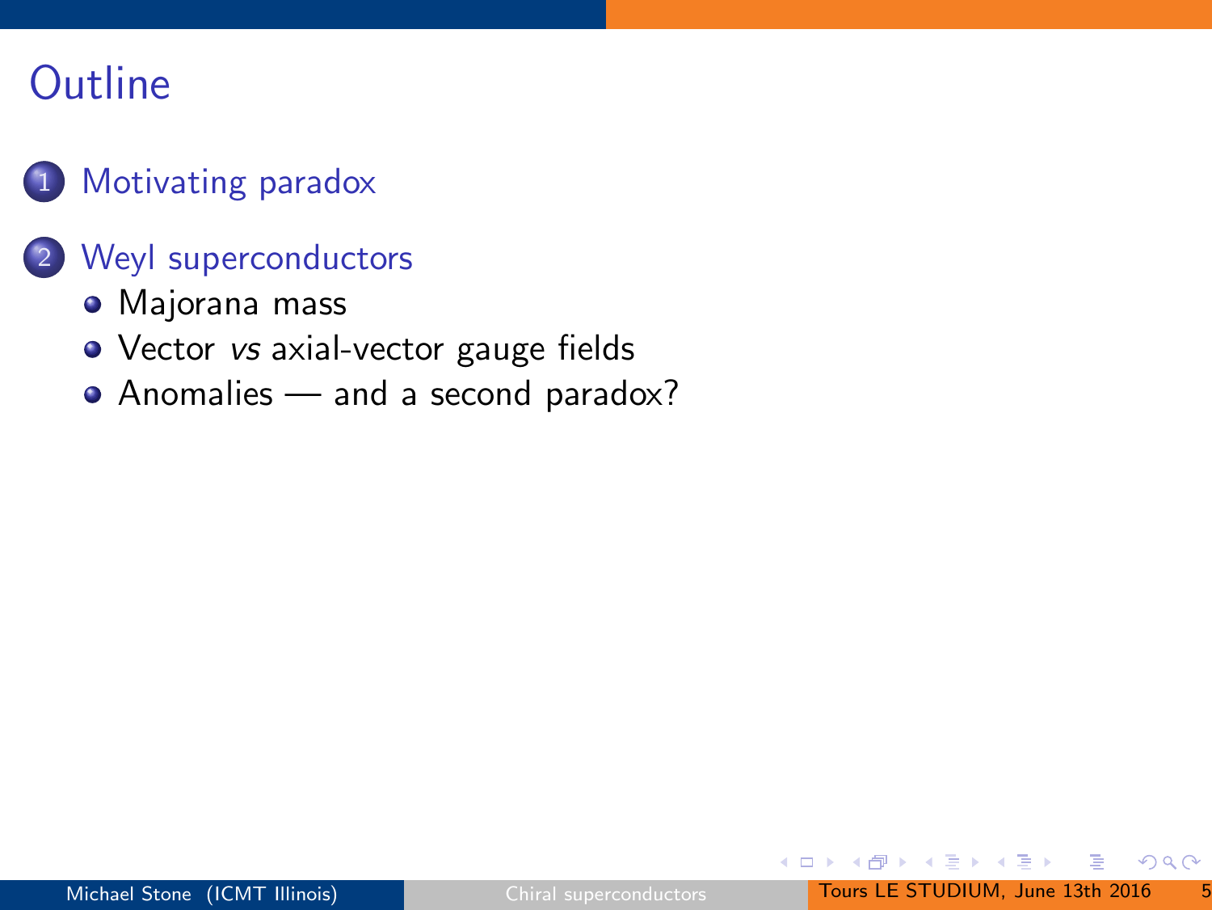# Outline

1. Motivating paradox
2. Weyl superconductors
   - Majorana mass
   - Vector *vs* axial-vector gauge fields
   - Anomalies — and a second paradox?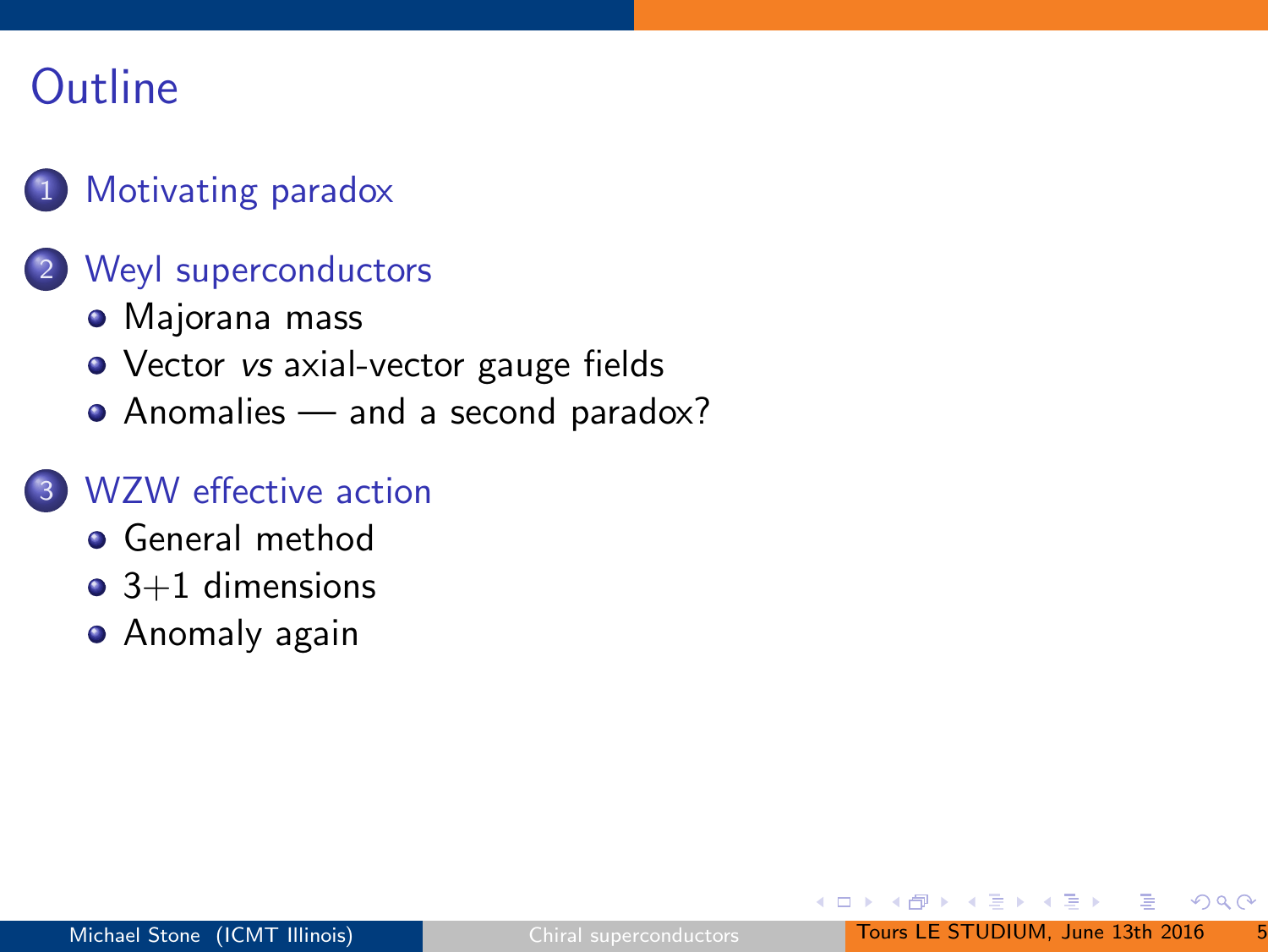# Outline

1. Motivating paradox

2. Weyl superconductors
   - Majorana mass
   - Vector *vs* axial-vector gauge fields
   - Anomalies — and a second paradox?

3. WZW effective action
   - General method
   - 3+1 dimensions
   - Anomaly again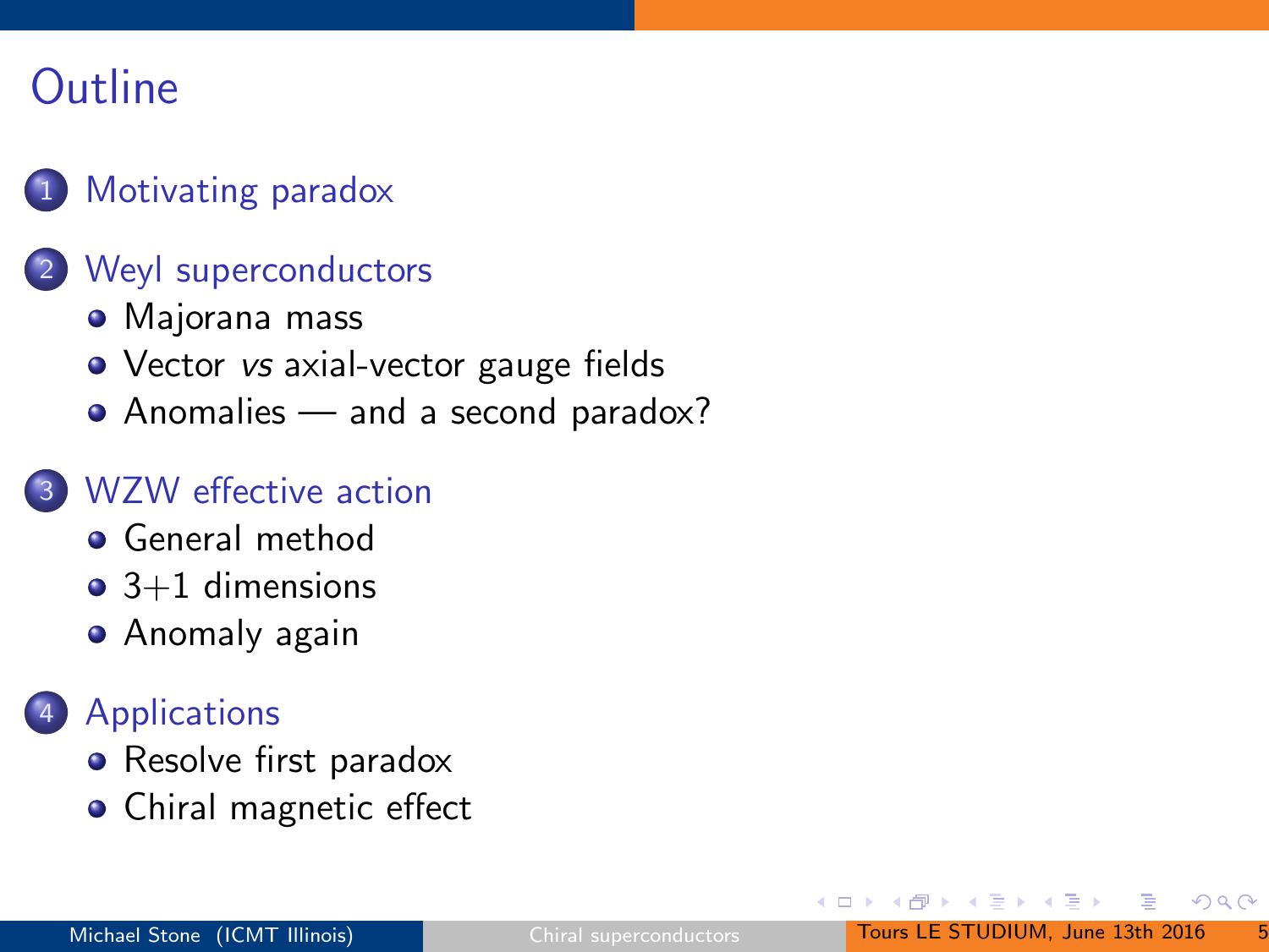# Outline

1. Motivating paradox
2. Weyl superconductors
   - Majorana mass
   - Vector *vs* axial-vector gauge fields
   - Anomalies — and a second paradox?
3. WZW effective action
   - General method
   - 3+1 dimensions
   - Anomaly again
4. Applications
   - Resolve first paradox
   - Chiral magnetic effect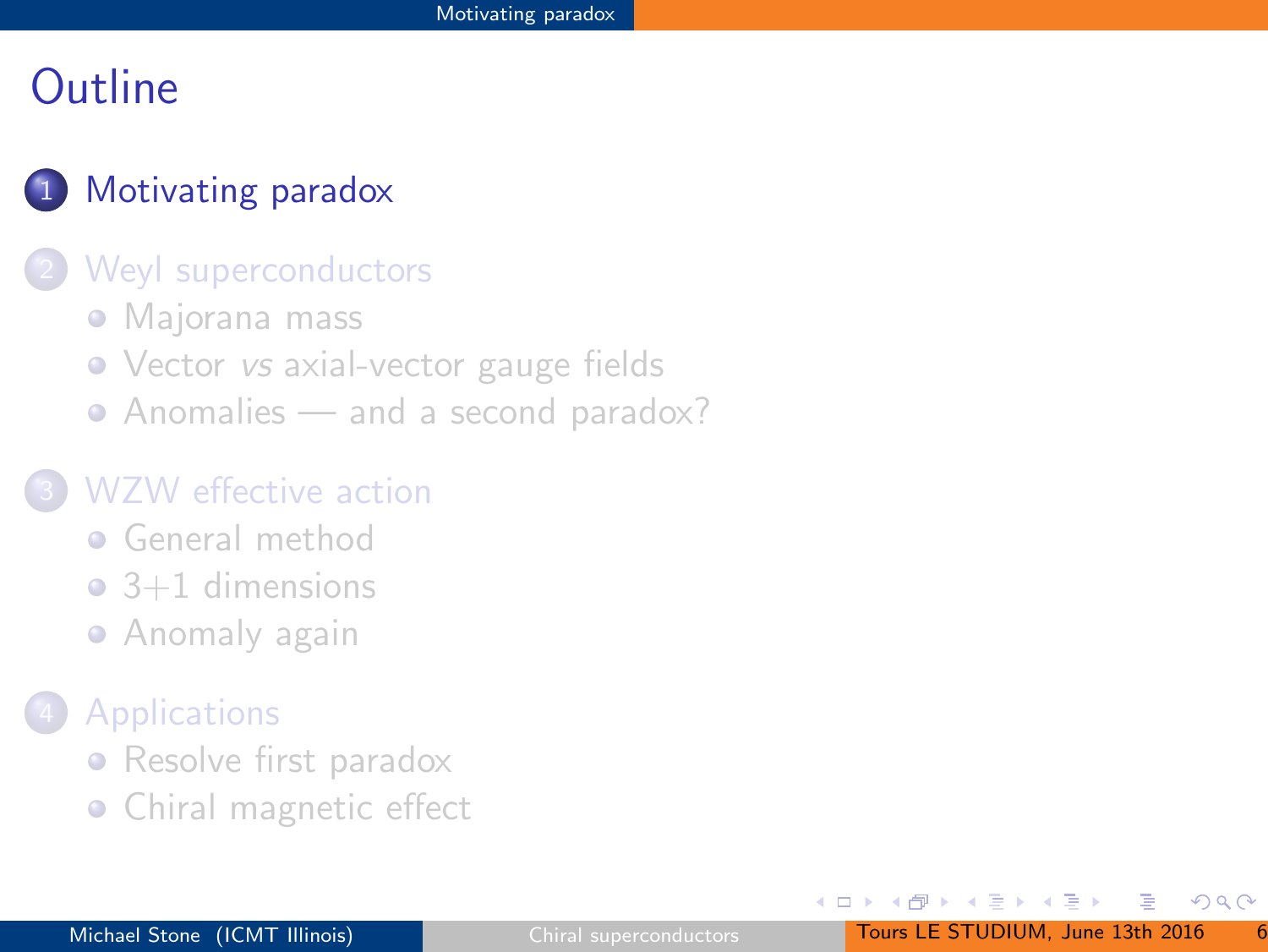# Outline

1. Motivating paradox
2. Weyl superconductors
   - Majorana mass
   - Vector *vs* axial-vector gauge fields
   - Anomalies — and a second paradox?
3. WZW effective action
   - General method
   - 3+1 dimensions
   - Anomaly again
4. Applications
   - Resolve first paradox
   - Chiral magnetic effect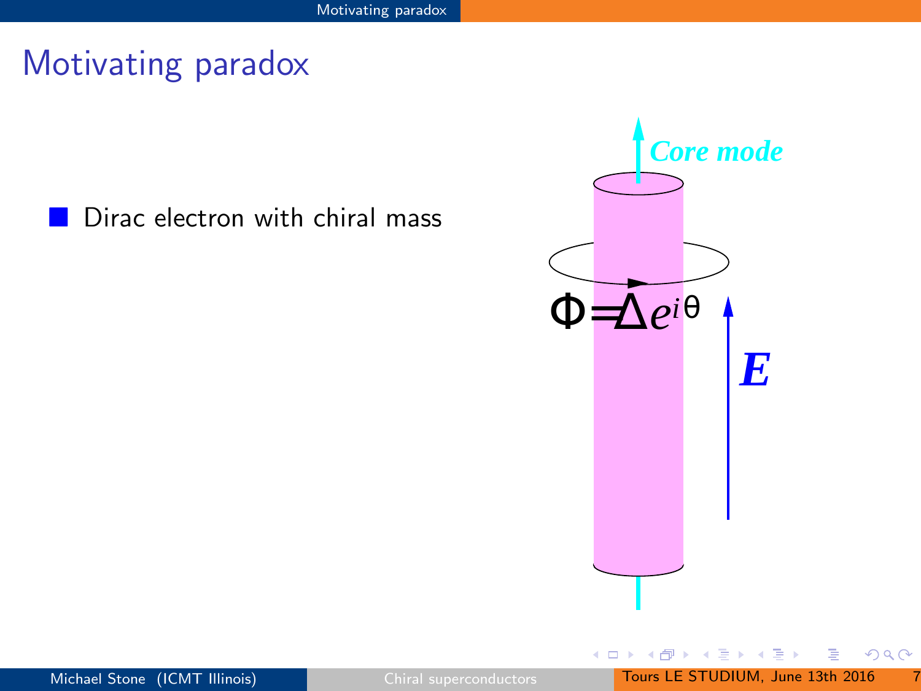# Motivating paradox

- Dirac electron with chiral mass

*Core mode*

$\Phi = \Delta e^{i\theta}$

$\boldsymbol{E}$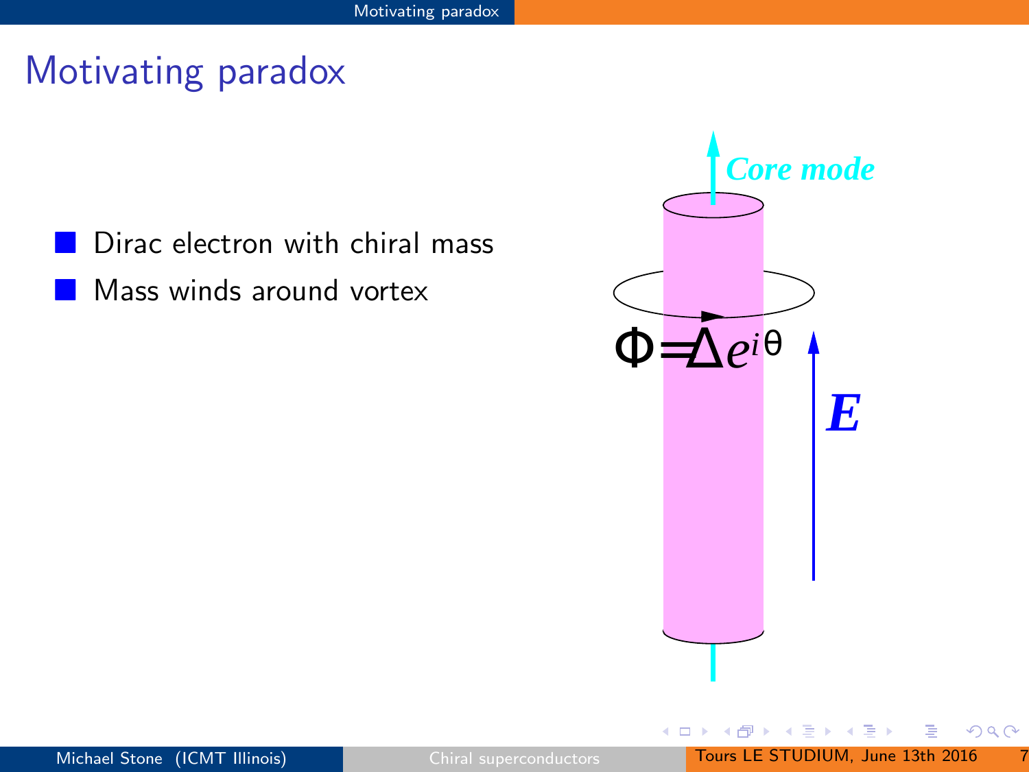# Motivating paradox

- Dirac electron with chiral mass
- Mass winds around vortex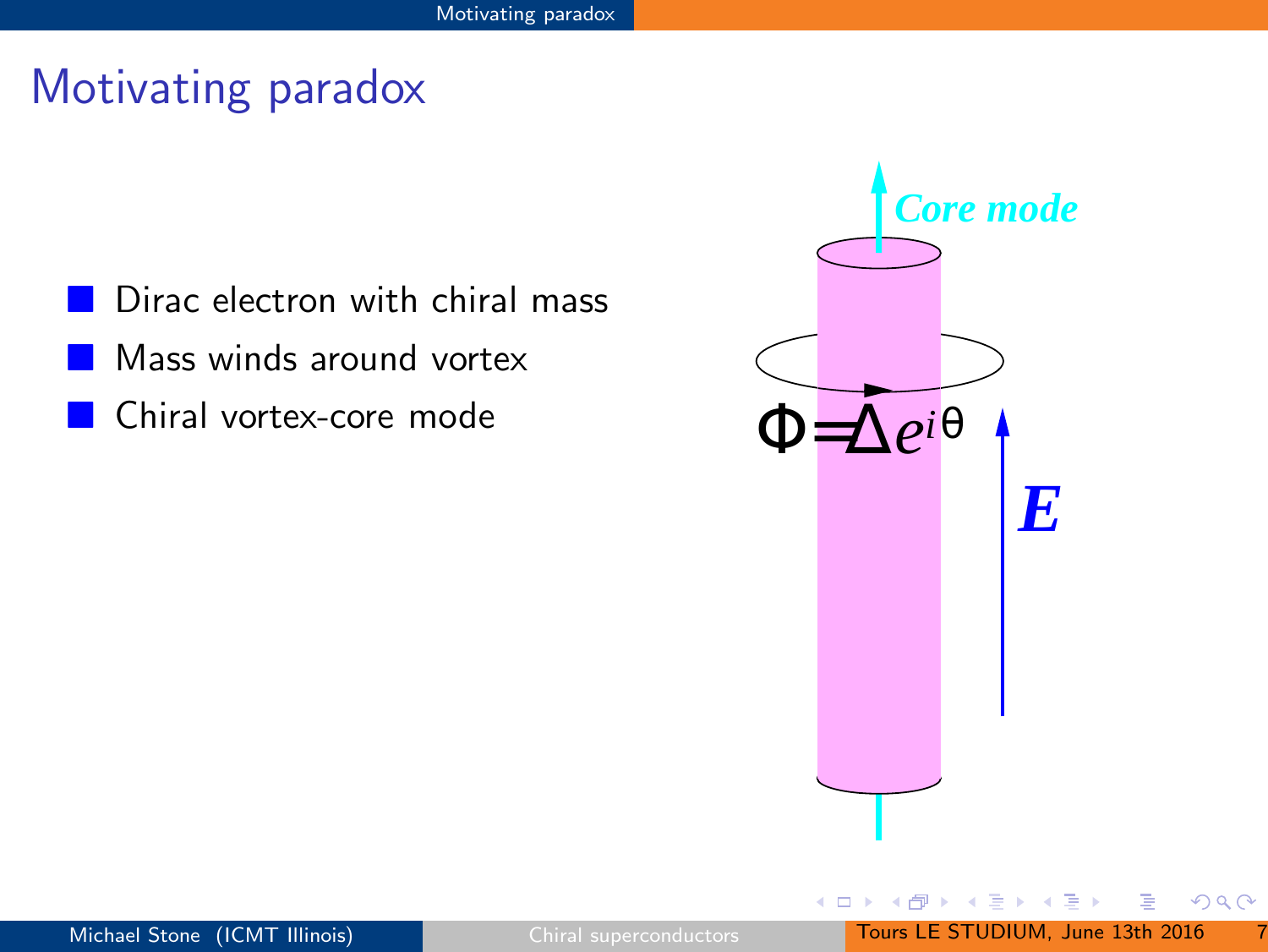# Motivating paradox

- Dirac electron with chiral mass
- Mass winds around vortex
- Chiral vortex-core mode

*Core mode*

$\Phi = \Delta e^{i\theta}$

$\boldsymbol{E}$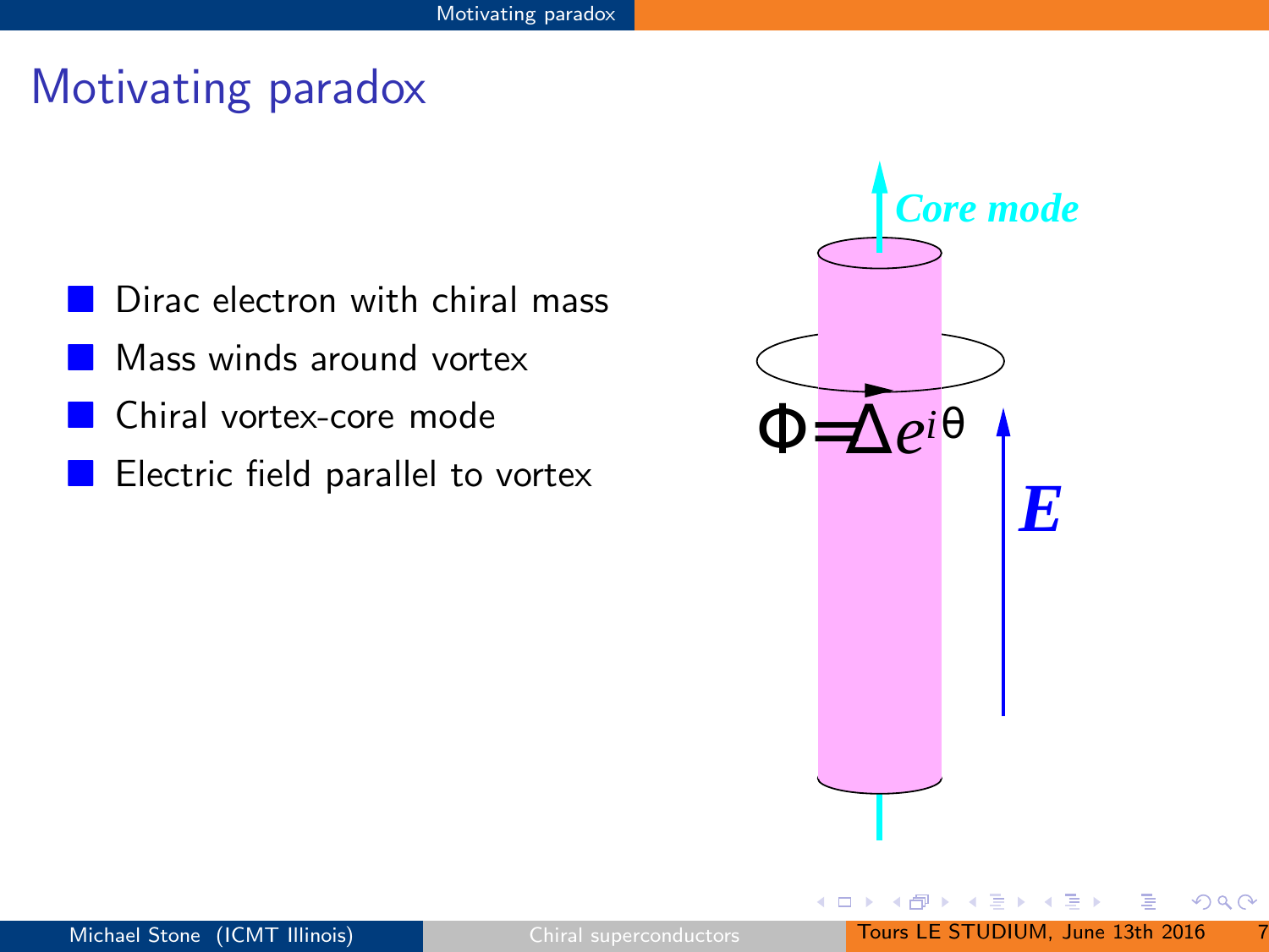# Motivating paradox

- Dirac electron with chiral mass
- Mass winds around vortex
- Chiral vortex-core mode
- Electric field parallel to vortex

*Core mode*

$\Phi = \Delta e^{i\theta}$

$\boldsymbol{E}$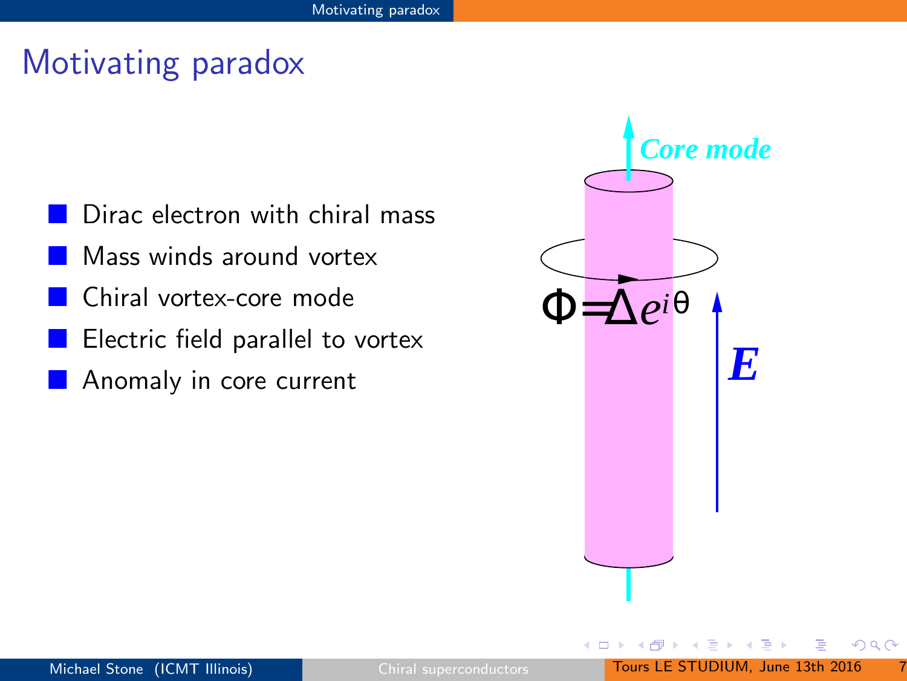# Motivating paradox

- Dirac electron with chiral mass
- Mass winds around vortex
- Chiral vortex-core mode
- Electric field parallel to vortex
- Anomaly in core current

*Core mode*

$\Phi = \Delta e^{i\theta}$

$\boldsymbol{E}$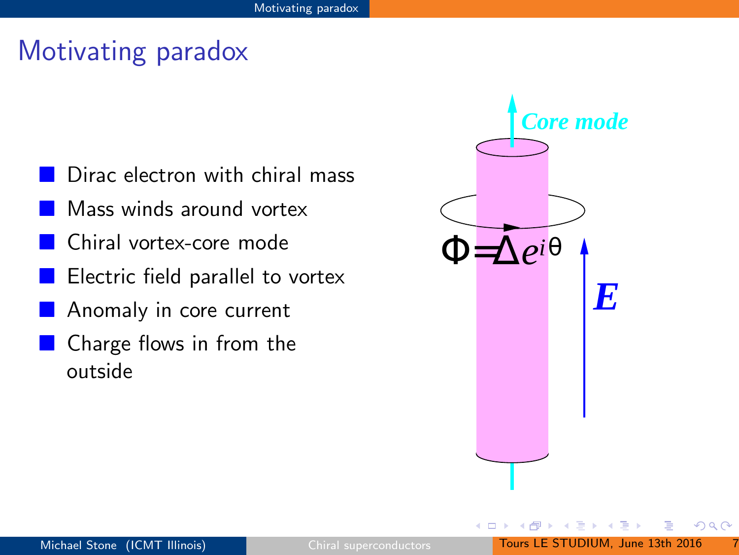# Motivating paradox

- Dirac electron with chiral mass
- Mass winds around vortex
- Chiral vortex-core mode
- Electric field parallel to vortex
- Anomaly in core current
- Charge flows in from the outside

*Core mode*

$\Phi = \Delta e^{i\theta}$

$\boldsymbol{E}$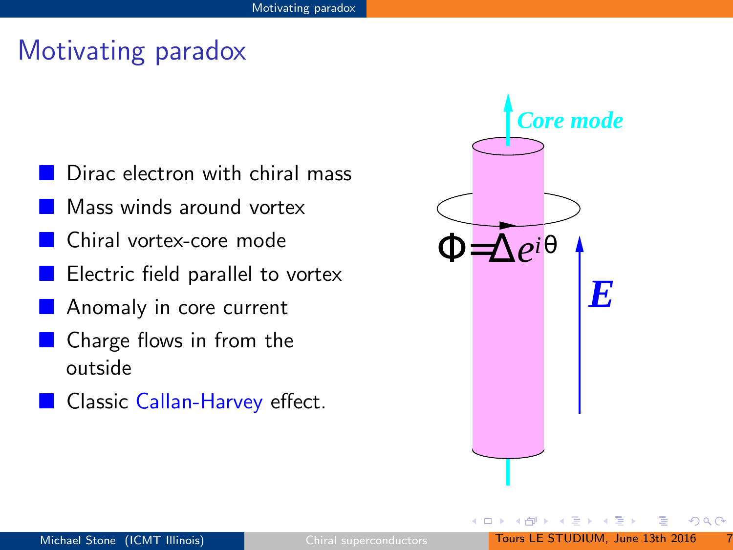# Motivating paradox

- Dirac electron with chiral mass
- Mass winds around vortex
- Chiral vortex-core mode
- Electric field parallel to vortex
- Anomaly in core current
- Charge flows in from the outside
- Classic Callan-Harvey effect.

*Core mode*

$\Phi = \Delta e^{i\theta}$

$E$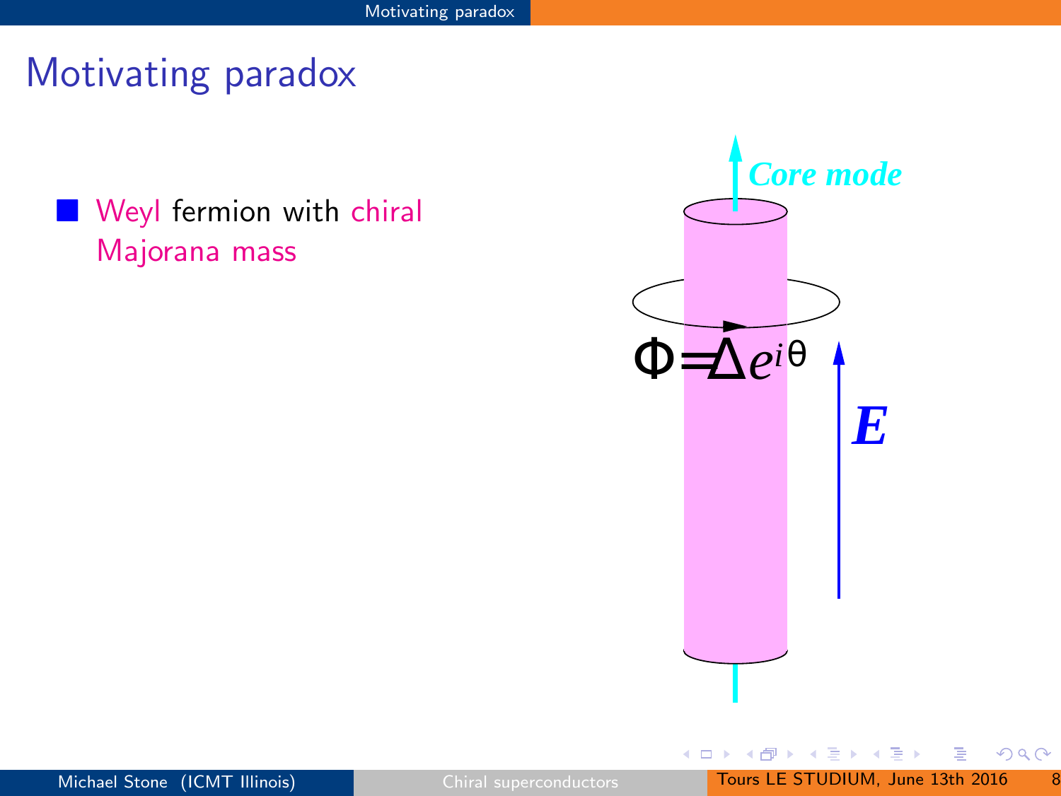# Motivating paradox

- Weyl fermion with chiral Majorana mass

Core mode

$\Phi = \Delta e^{i\theta}$

$\boldsymbol{E}$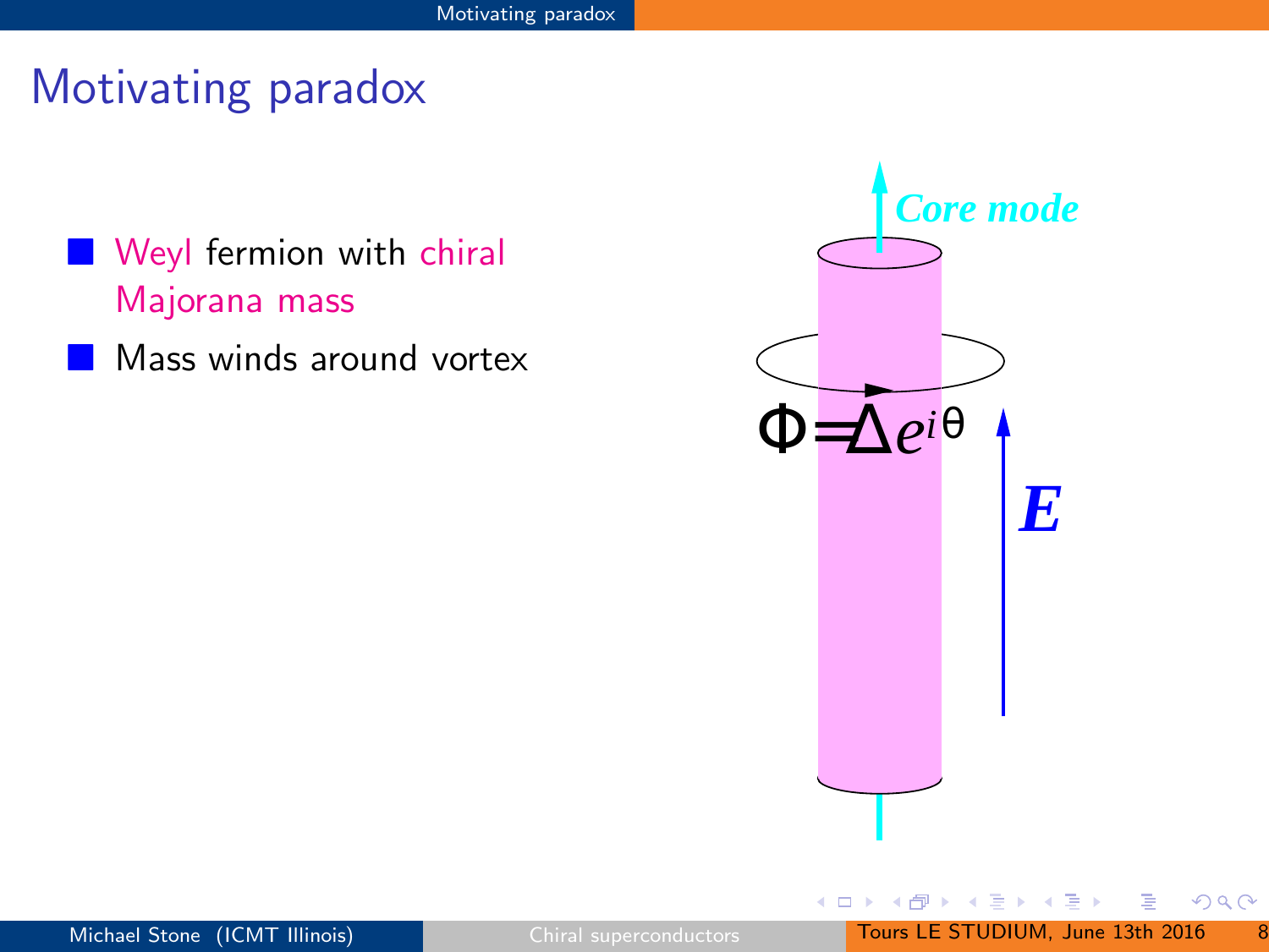# Motivating paradox

- Weyl fermion with chiral Majorana mass
- Mass winds around vortex

*Core mode*

$\Phi = \Delta e^{i\theta}$

$\boldsymbol{E}$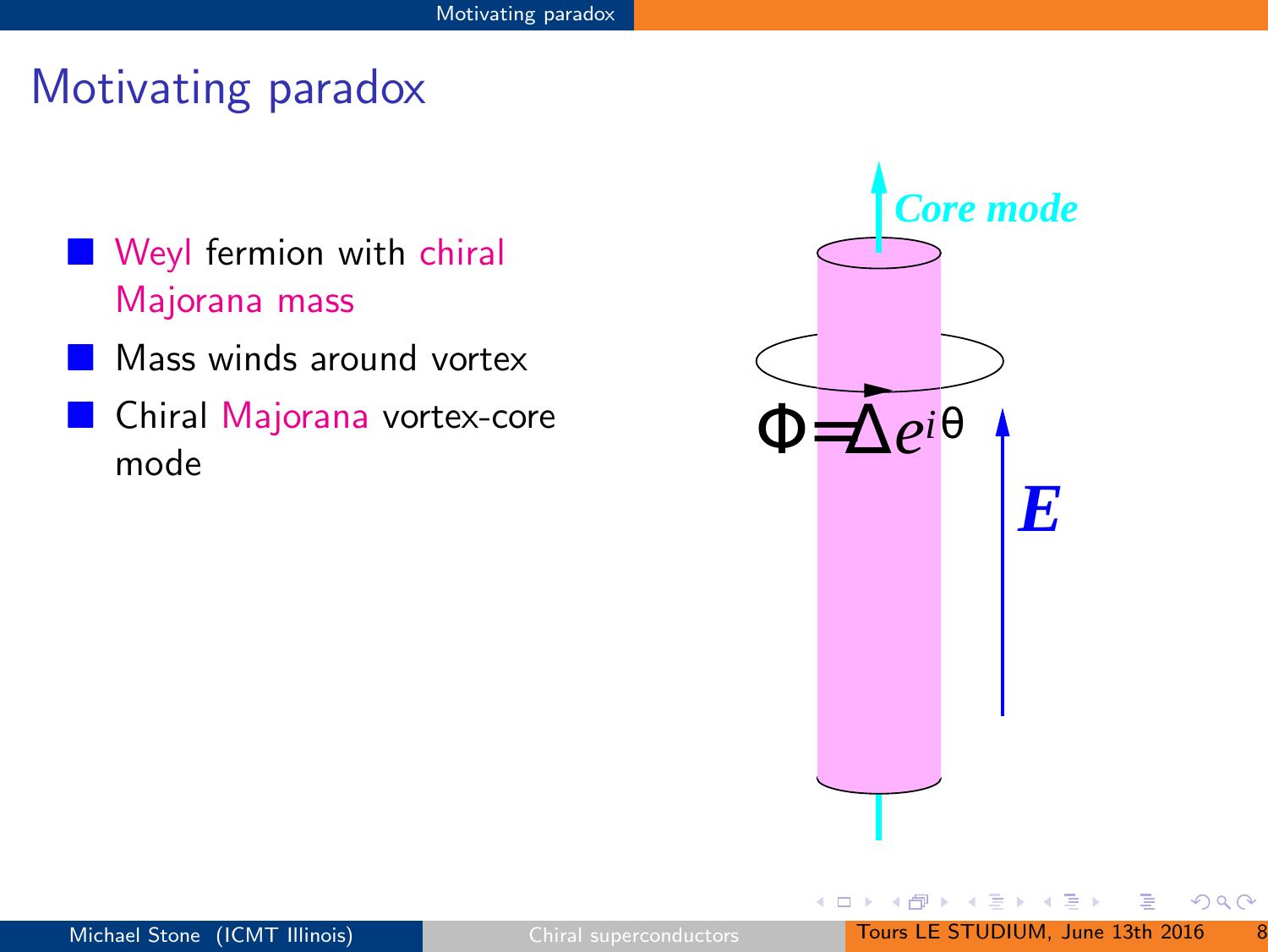# Motivating paradox

- Weyl fermion with chiral Majorana mass
- Mass winds around vortex
- Chiral Majorana vortex-core mode

*Core mode*

$\Phi = \Delta e^{i\theta}$

$\boldsymbol{E}$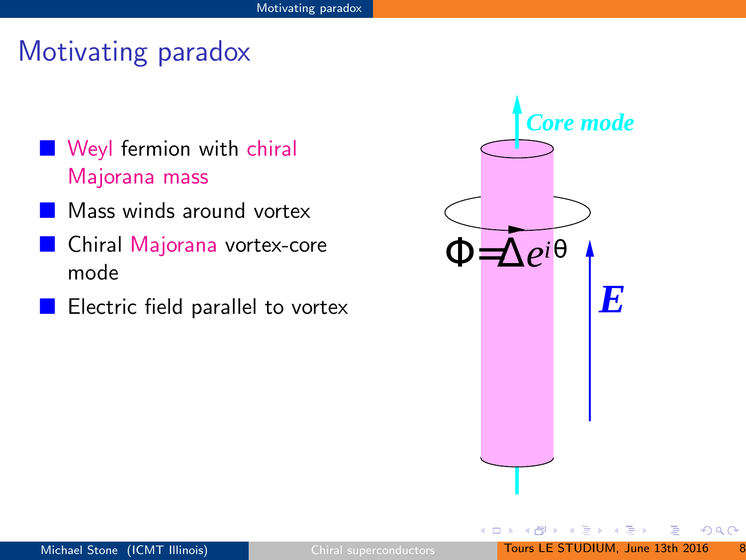# Motivating paradox

- Weyl fermion with chiral Majorana mass
- Mass winds around vortex
- Chiral Majorana vortex-core mode
- Electric field parallel to vortex

*Core mode*

$\Phi = \Delta e^{i\theta}$

$\boldsymbol{E}$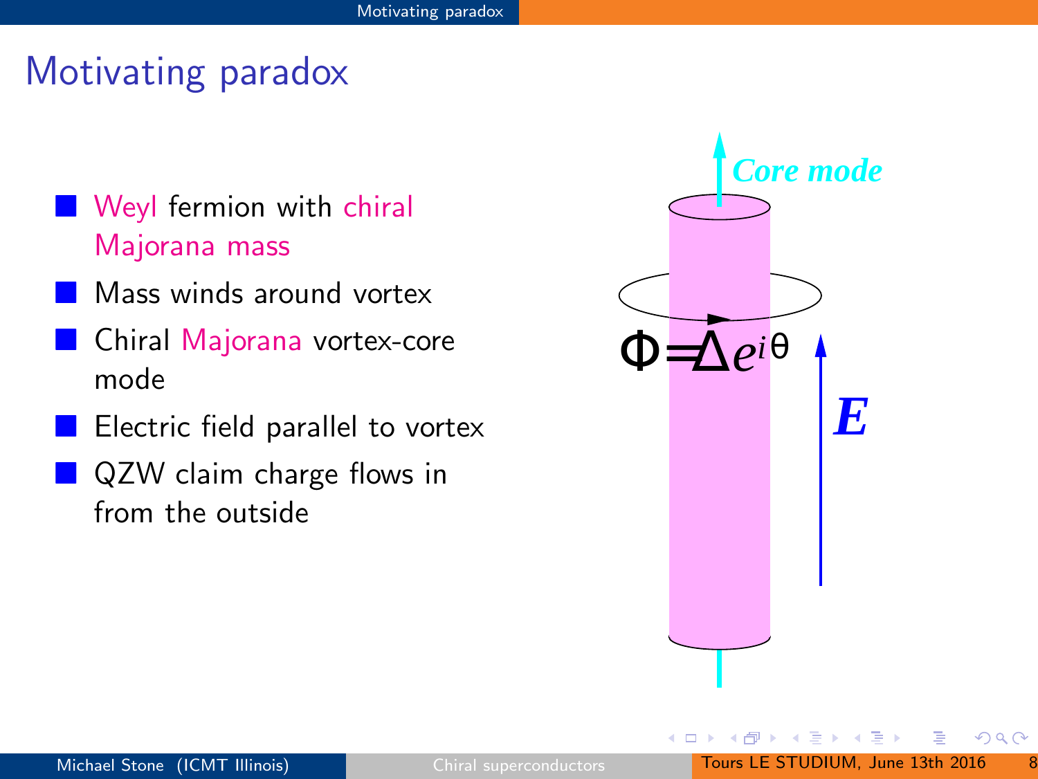# Motivating paradox

- Weyl fermion with chiral Majorana mass
- Mass winds around vortex
- Chiral Majorana vortex-core mode
- Electric field parallel to vortex
- QZW claim charge flows in from the outside

*Core mode*

$\Phi = \Delta e^{i\theta}$

$\boldsymbol{E}$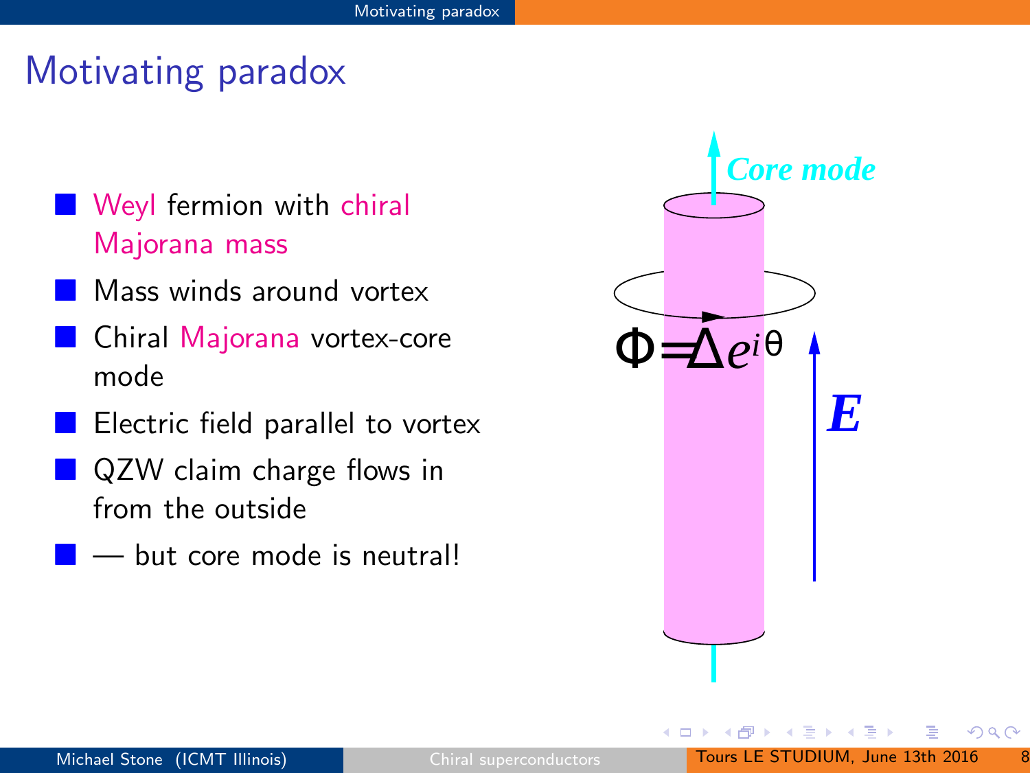# Motivating paradox

- Weyl fermion with chiral Majorana mass
- Mass winds around vortex
- Chiral Majorana vortex-core mode
- Electric field parallel to vortex
- QZW claim charge flows in from the outside
- — but core mode is neutral!

*Core mode*

$\Phi = \Delta e^{i\theta}$

$\boldsymbol{E}$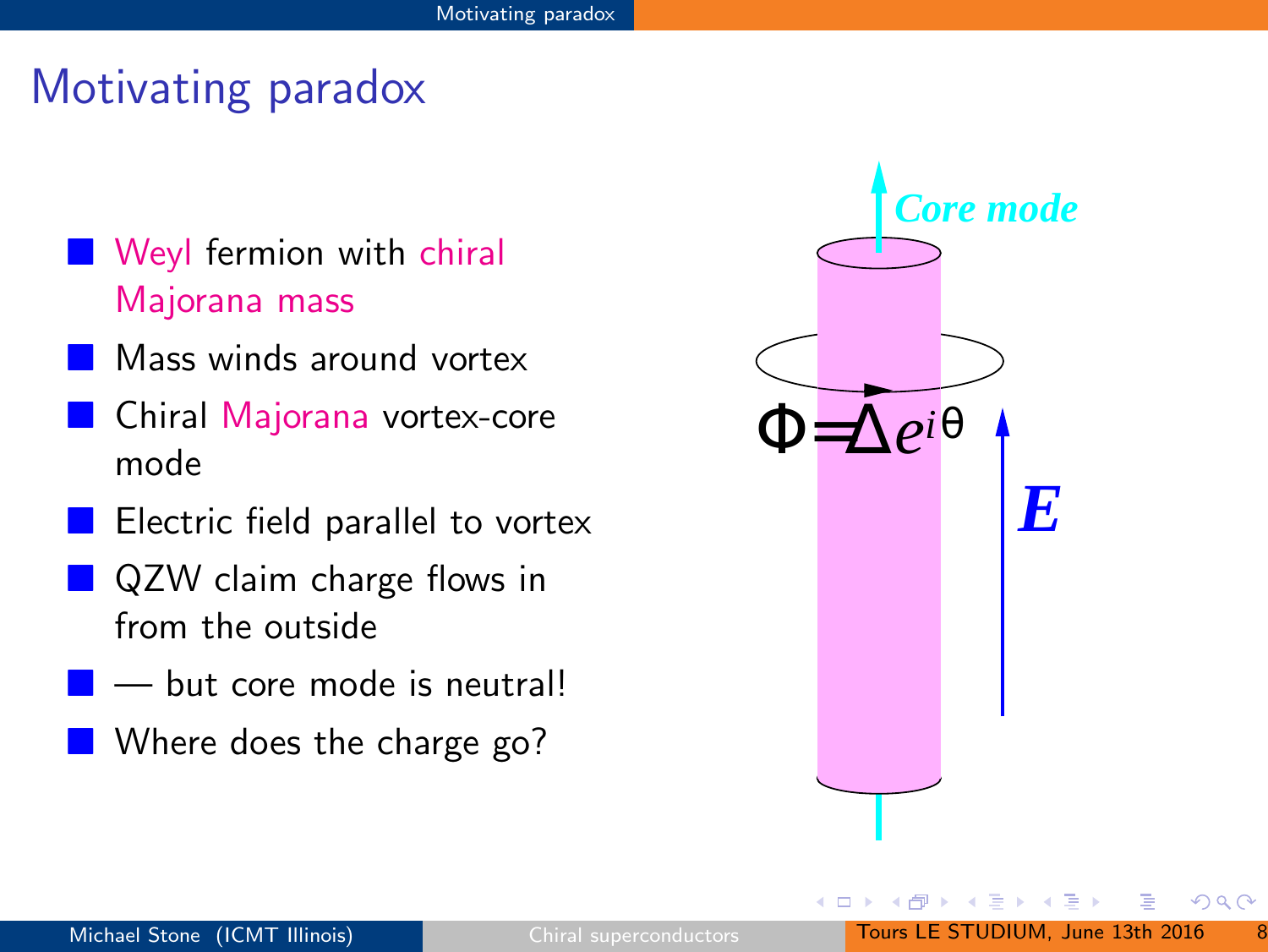# Motivating paradox

- Weyl fermion with chiral Majorana mass
- Mass winds around vortex
- Chiral Majorana vortex-core mode
- Electric field parallel to vortex
- QZW claim charge flows in from the outside
- — but core mode is neutral!
- Where does the charge go?

*Core mode*

$\Phi = \Delta e^{i\theta}$

$\boldsymbol{E}$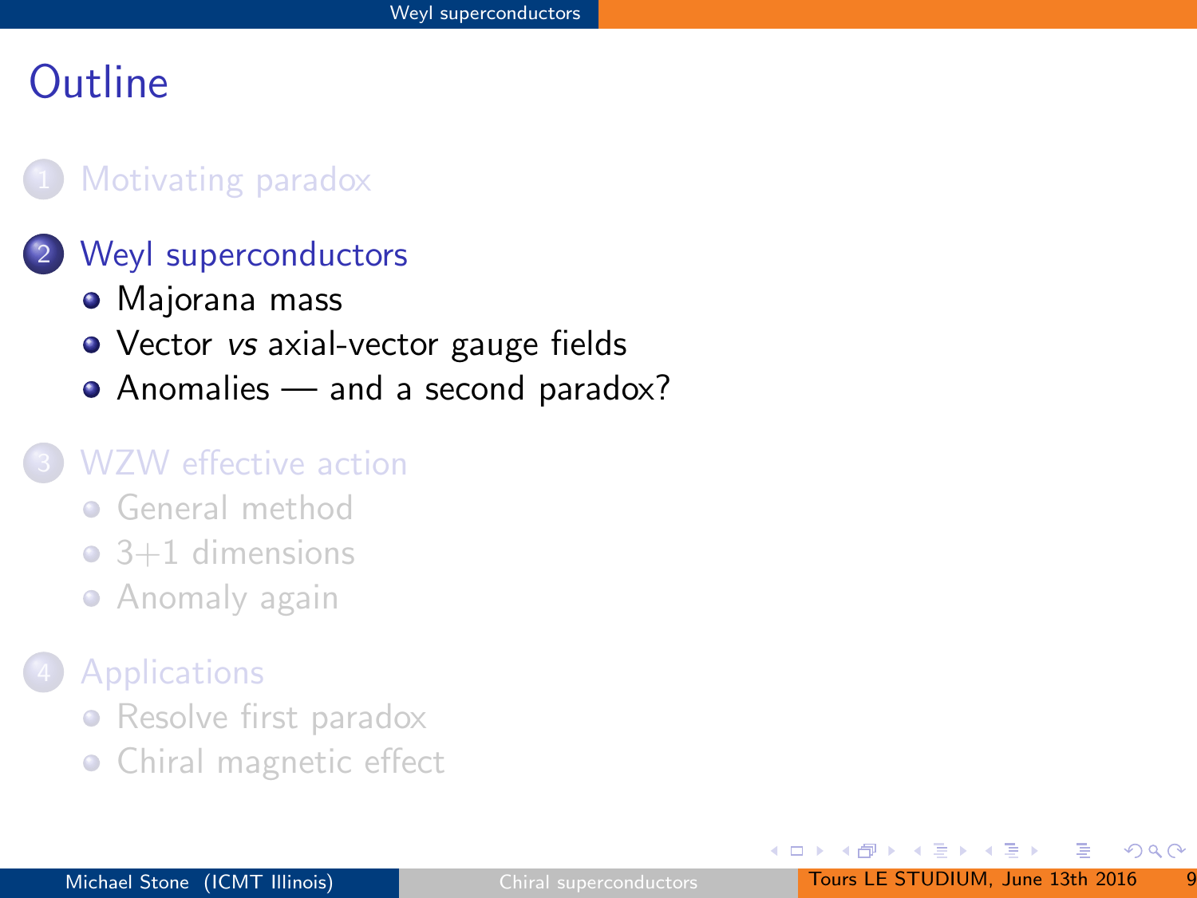# Outline

1. Motivating paradox
2. Weyl superconductors
   - Majorana mass
   - Vector *vs* axial-vector gauge fields
   - Anomalies — and a second paradox?
3. WZW effective action
   - General method
   - 3+1 dimensions
   - Anomaly again
4. Applications
   - Resolve first paradox
   - Chiral magnetic effect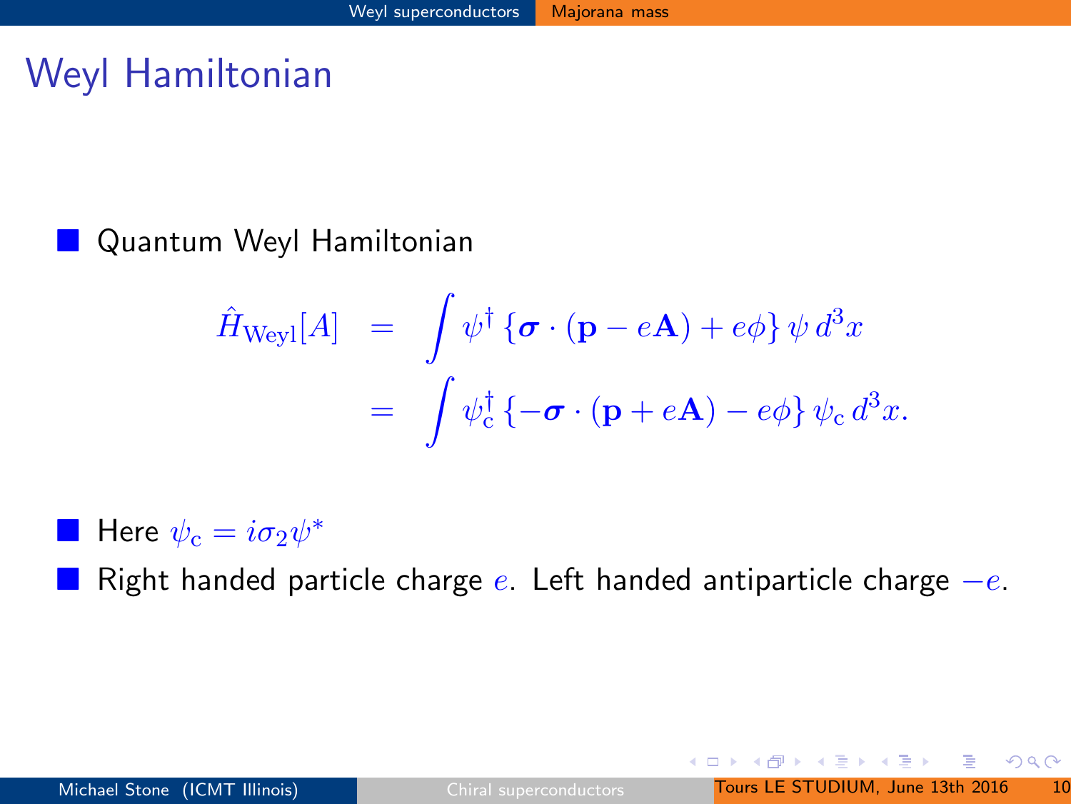# Weyl Hamiltonian

- Quantum Weyl Hamiltonian

$$
\begin{aligned}
\hat{H}_{\mathrm{Weyl}}[A] &= \int \psi^\dagger \left\{ \boldsymbol{\sigma}\cdot(\mathbf{p}-e\mathbf{A}) + e\phi \right\} \psi \, d^3x \\
&= \int \psi_{\mathrm{c}}^\dagger \left\{ -\boldsymbol{\sigma}\cdot(\mathbf{p}+e\mathbf{A}) - e\phi \right\} \psi_{\mathrm{c}} \, d^3x.
\end{aligned}
$$

- Here $\psi_{\mathrm{c}} = i\sigma_2\psi^*$
- Right handed particle charge $e$. Left handed antiparticle charge $-e$.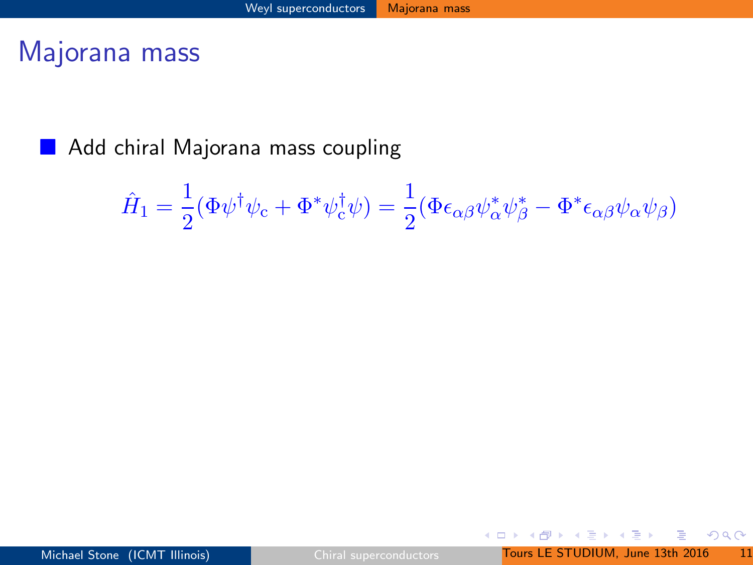# Majorana mass

- Add chiral Majorana mass coupling

$$\hat{H}_1 = \frac{1}{2}(\Phi\psi^\dagger\psi_{\rm c} + \Phi^*\psi_{\rm c}^\dagger\psi) = \frac{1}{2}(\Phi\epsilon_{\alpha\beta}\psi^*_\alpha\psi^*_\beta - \Phi^*\epsilon_{\alpha\beta}\psi_\alpha\psi_\beta)$$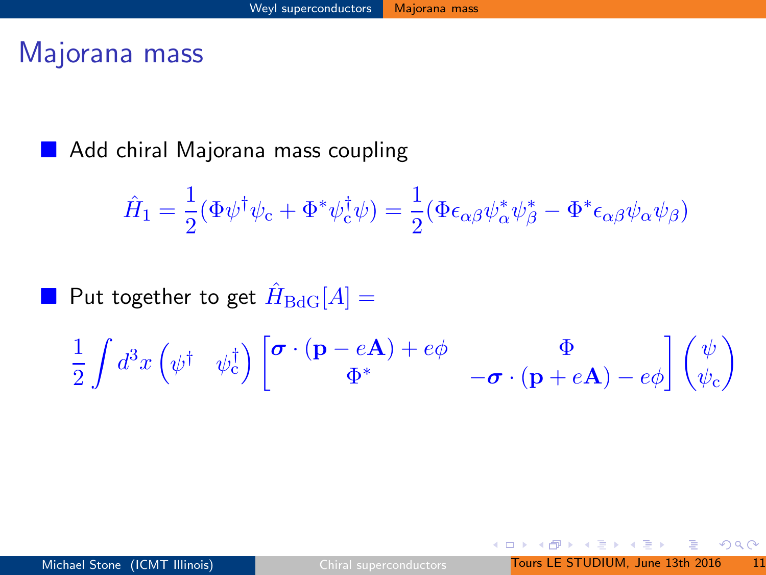# Majorana mass

- Add chiral Majorana mass coupling

$$\hat{H}_1 = \frac{1}{2}(\Phi\psi^\dagger\psi_c + \Phi^*\psi_c^\dagger\psi) = \frac{1}{2}(\Phi\epsilon_{\alpha\beta}\psi^*_\alpha\psi^*_\beta - \Phi^*\epsilon_{\alpha\beta}\psi_\alpha\psi_\beta)$$

- Put together to get $\hat{H}_{\rm BdG}[A] =$

$$\frac{1}{2}\int d^3x \begin{pmatrix}\psi^\dagger & \psi_c^\dagger\end{pmatrix} \begin{bmatrix}\boldsymbol{\sigma}\cdot(\mathbf{p}-e\mathbf{A})+e\phi & \Phi \\ \Phi^* & -\boldsymbol{\sigma}\cdot(\mathbf{p}+e\mathbf{A})-e\phi\end{bmatrix} \begin{pmatrix}\psi \\ \psi_c\end{pmatrix}$$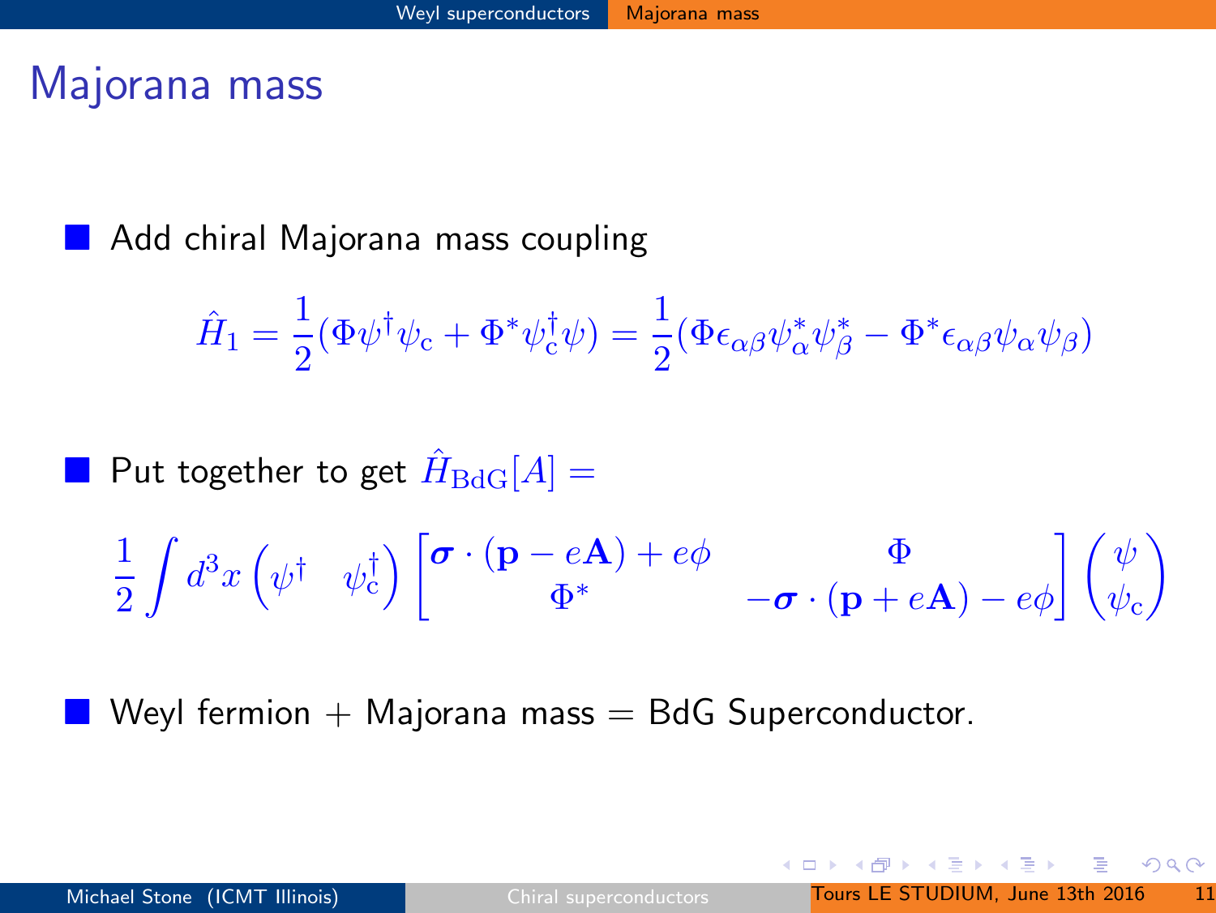# Majorana mass

- Add chiral Majorana mass coupling

$$\hat{H}_1 = \frac{1}{2}(\Phi\psi^\dagger\psi_{\rm c} + \Phi^*\psi_{\rm c}^\dagger\psi) = \frac{1}{2}(\Phi\epsilon_{\alpha\beta}\psi^*_\alpha\psi^*_\beta - \Phi^*\epsilon_{\alpha\beta}\psi_\alpha\psi_\beta)$$

- Put together to get $\hat{H}_{\rm BdG}[A] =$

$$\frac{1}{2}\int d^3x \begin{pmatrix}\psi^\dagger & \psi_{\rm c}^\dagger\end{pmatrix} \begin{bmatrix}\boldsymbol{\sigma}\cdot(\mathbf{p}-e\mathbf{A})+e\phi & \Phi \\ \Phi^* & -\boldsymbol{\sigma}\cdot(\mathbf{p}+e\mathbf{A})-e\phi\end{bmatrix} \begin{pmatrix}\psi \\ \psi_{\rm c}\end{pmatrix}$$

- Weyl fermion + Majorana mass = BdG Superconductor.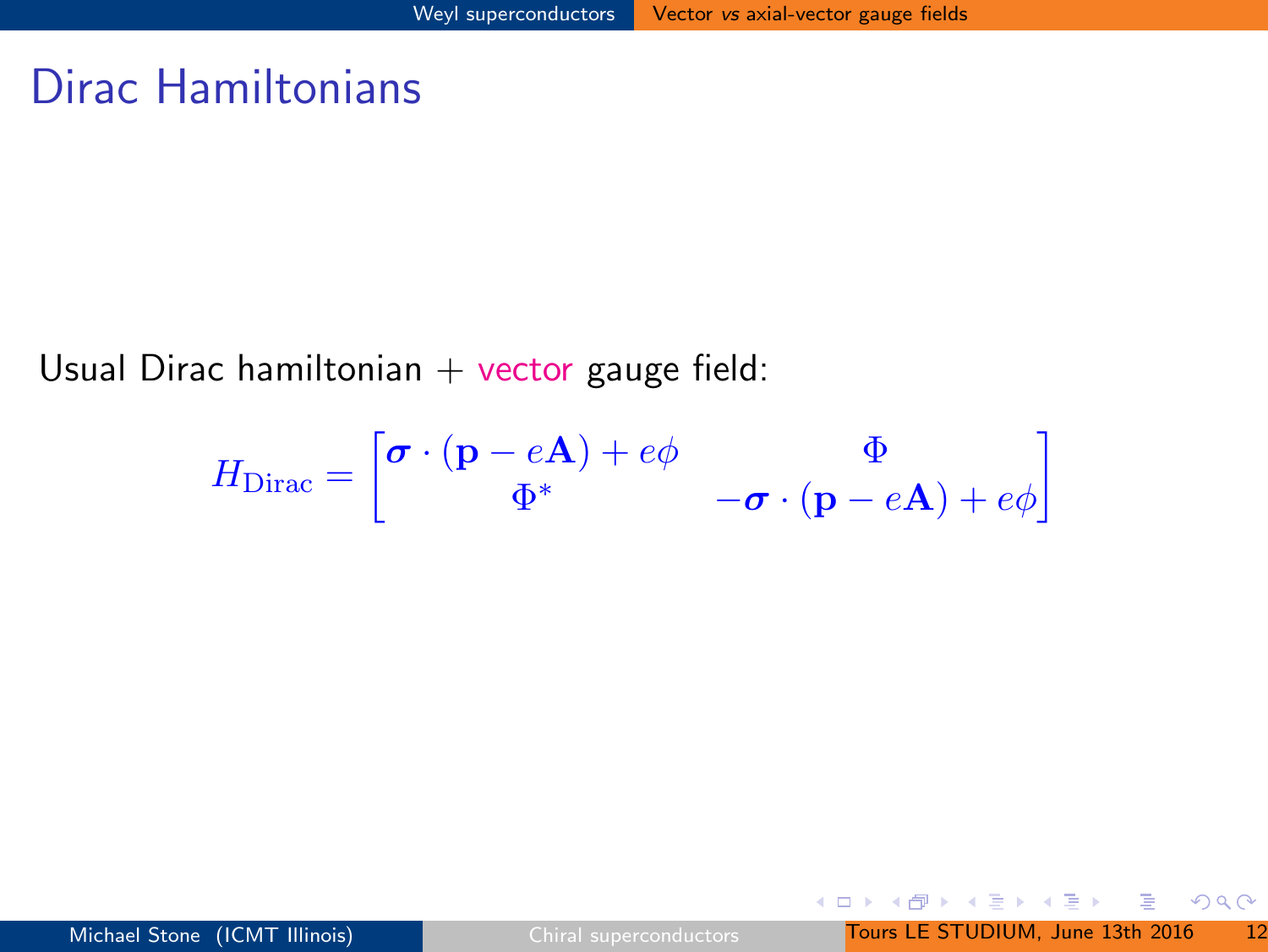# Dirac Hamiltonians

Usual Dirac hamiltonian + vector gauge field:

$$H_{\text{Dirac}} = \begin{bmatrix} \boldsymbol{\sigma}\cdot(\mathbf{p}-e\mathbf{A})+e\phi & \Phi \\ \Phi^* & -\boldsymbol{\sigma}\cdot(\mathbf{p}-e\mathbf{A})+e\phi \end{bmatrix}$$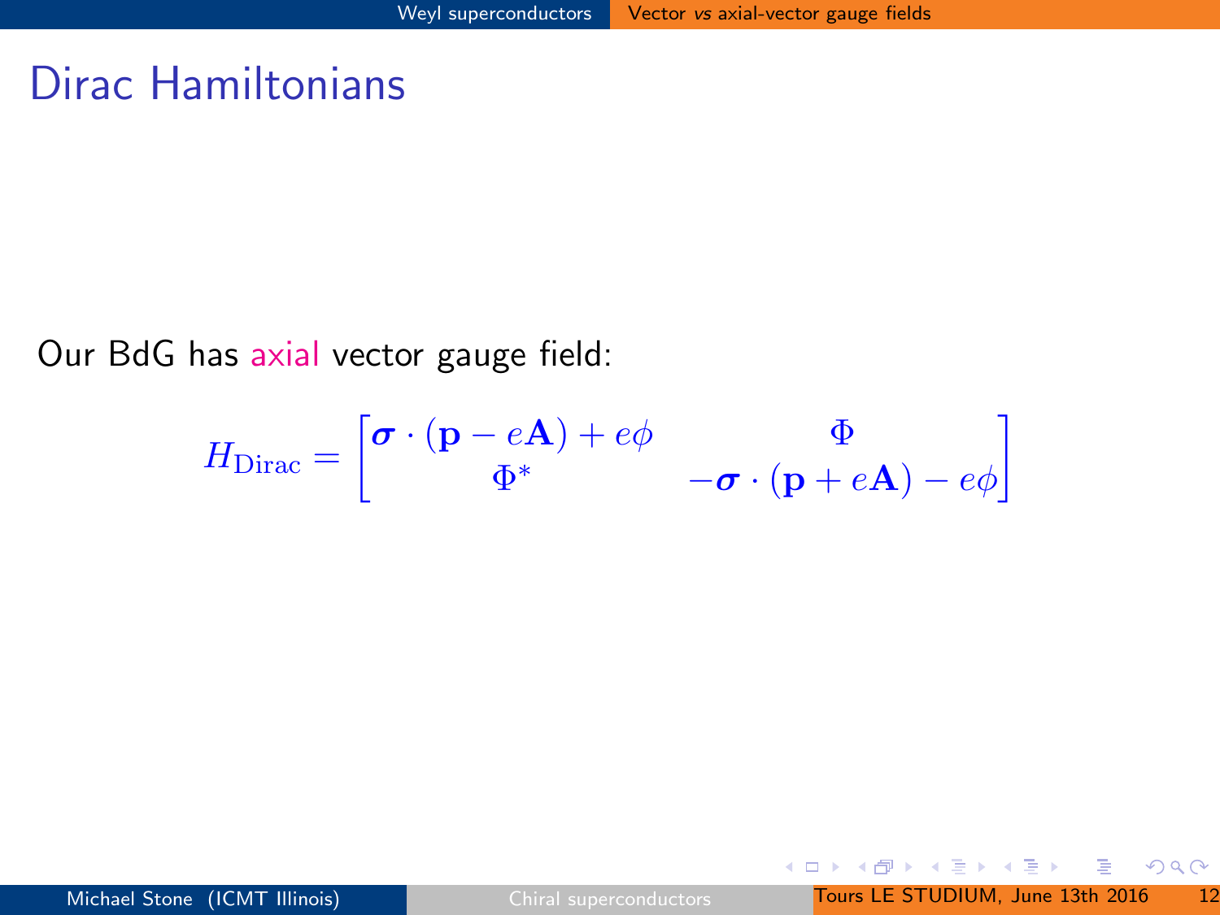# Dirac Hamiltonians

Our BdG has axial vector gauge field:

$$H_{\text{Dirac}} = \begin{bmatrix} \boldsymbol{\sigma} \cdot (\mathbf{p} - e\mathbf{A}) + e\phi & \Phi \\ \Phi^* & -\boldsymbol{\sigma} \cdot (\mathbf{p} + e\mathbf{A}) - e\phi \end{bmatrix}$$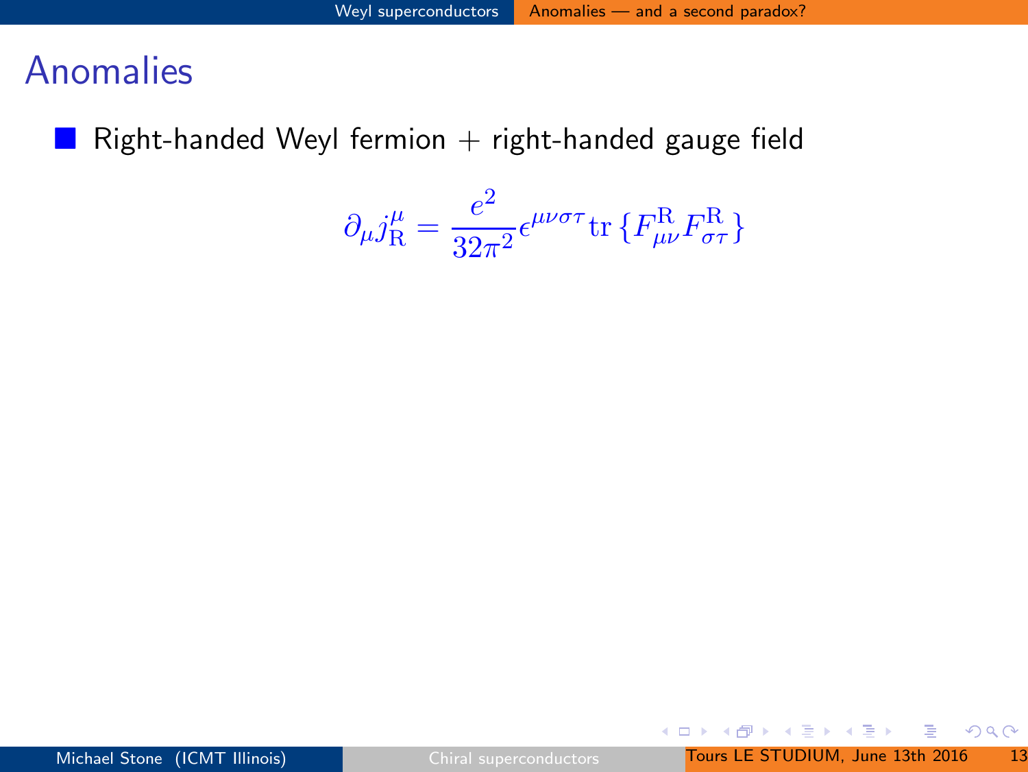# Anomalies

- Right-handed Weyl fermion + right-handed gauge field

$$\partial_\mu j^\mu_{\rm R} = \frac{e^2}{32\pi^2}\epsilon^{\mu\nu\sigma\tau}{\rm tr}\left\{F^{\rm R}_{\mu\nu}F^{\rm R}_{\sigma\tau}\right\}$$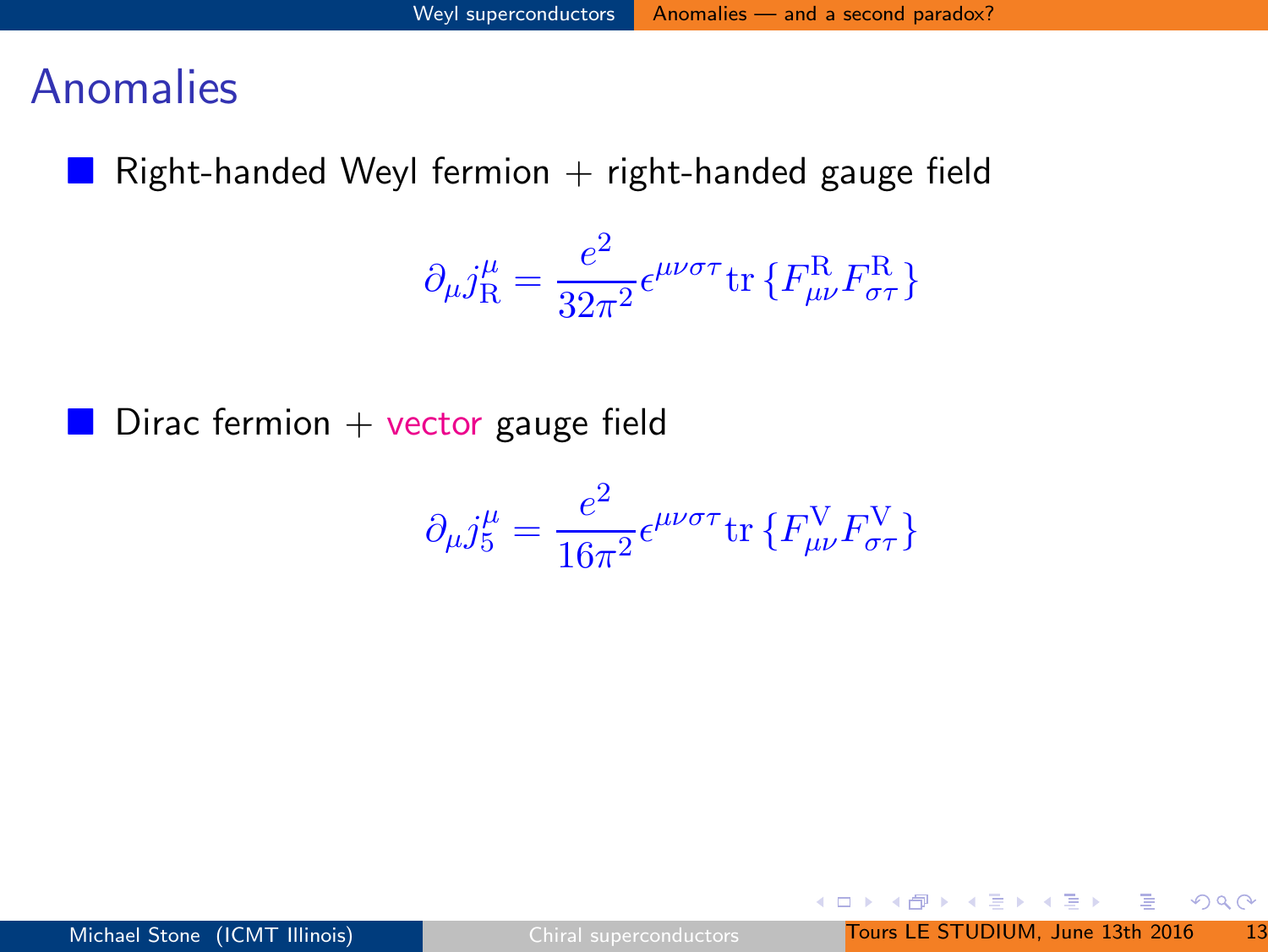# Anomalies

- Right-handed Weyl fermion + right-handed gauge field

$$\partial_\mu j^\mu_{\rm R} = \frac{e^2}{32\pi^2}\epsilon^{\mu\nu\sigma\tau}{\rm tr}\left\{F^{\rm R}_{\mu\nu}F^{\rm R}_{\sigma\tau}\right\}$$

- Dirac fermion + vector gauge field

$$\partial_\mu j^\mu_5 = \frac{e^2}{16\pi^2}\epsilon^{\mu\nu\sigma\tau}{\rm tr}\left\{F^{\rm V}_{\mu\nu}F^{\rm V}_{\sigma\tau}\right\}$$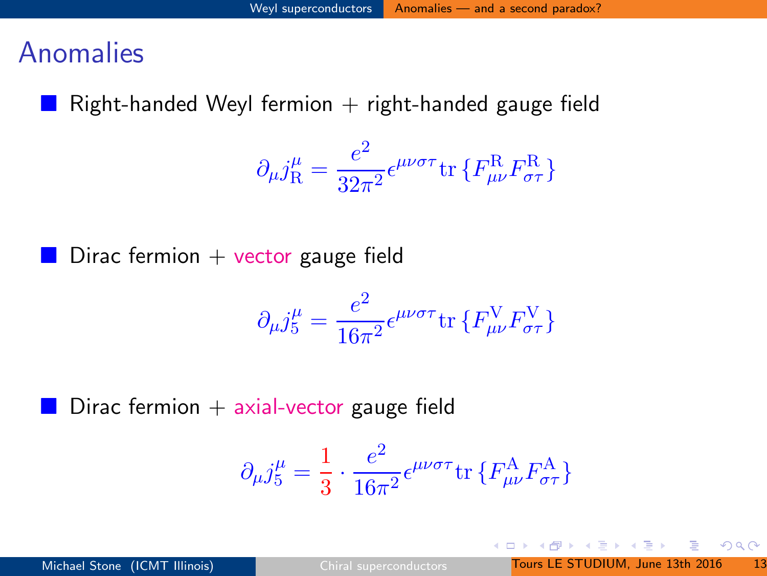# Anomalies

- Right-handed Weyl fermion + right-handed gauge field

$$\partial_\mu j^\mu_{\rm R} = \frac{e^2}{32\pi^2}\epsilon^{\mu\nu\sigma\tau}{\rm tr}\left\{F^{\rm R}_{\mu\nu}F^{\rm R}_{\sigma\tau}\right\}$$

- Dirac fermion + vector gauge field

$$\partial_\mu j^\mu_5 = \frac{e^2}{16\pi^2}\epsilon^{\mu\nu\sigma\tau}{\rm tr}\left\{F^{\rm V}_{\mu\nu}F^{\rm V}_{\sigma\tau}\right\}$$

- Dirac fermion + axial-vector gauge field

$$\partial_\mu j^\mu_5 = \frac{1}{3}\cdot\frac{e^2}{16\pi^2}\epsilon^{\mu\nu\sigma\tau}{\rm tr}\left\{F^{\rm A}_{\mu\nu}F^{\rm A}_{\sigma\tau}\right\}$$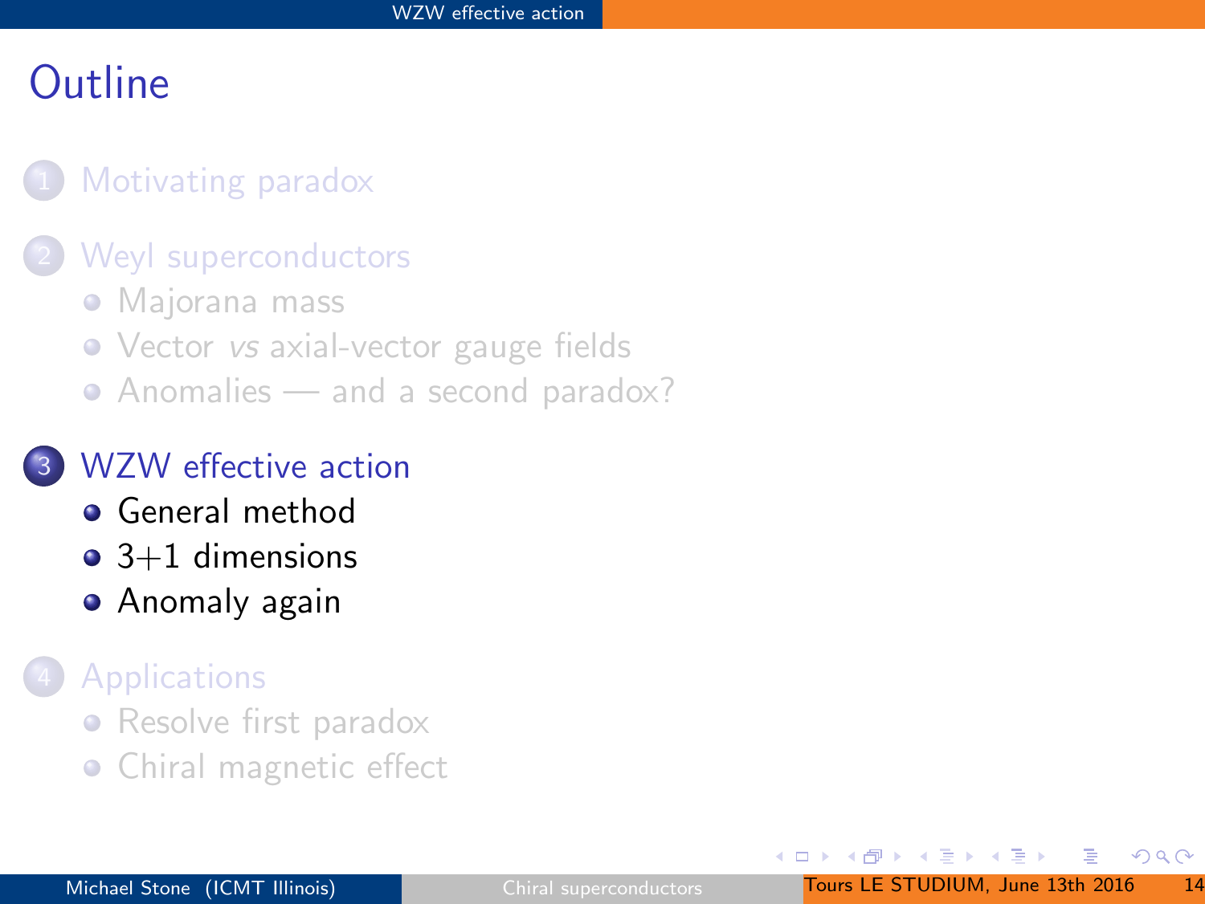# Outline

1. Motivating paradox
2. Weyl superconductors
   - Majorana mass
   - Vector *vs* axial-vector gauge fields
   - Anomalies — and a second paradox?
3. WZW effective action
   - General method
   - 3+1 dimensions
   - Anomaly again
4. Applications
   - Resolve first paradox
   - Chiral magnetic effect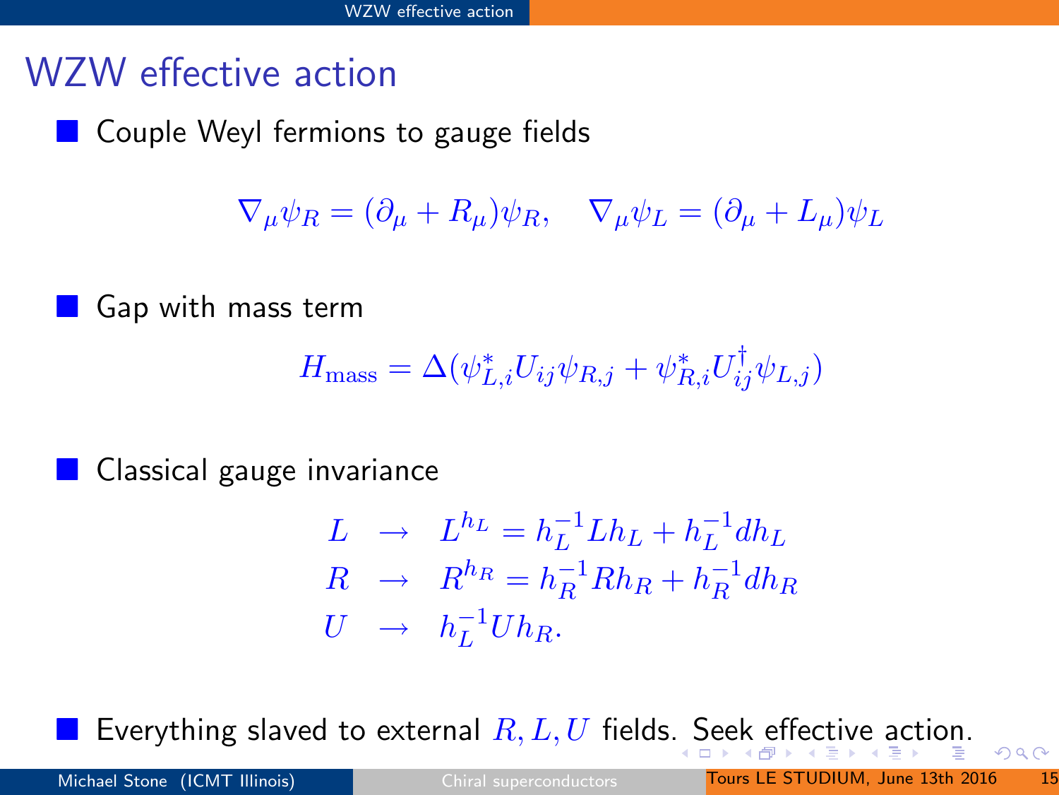# WZW effective action

- Couple Weyl fermions to gauge fields

$$\nabla_\mu \psi_R = (\partial_\mu + R_\mu)\psi_R, \quad \nabla_\mu \psi_L = (\partial_\mu + L_\mu)\psi_L$$

- Gap with mass term

$$H_{\rm mass} = \Delta(\psi^*_{L,i} U_{ij} \psi_{R,j} + \psi^*_{R,i} U^\dagger_{ij} \psi_{L,j})$$

- Classical gauge invariance

$$\begin{aligned}
L &\rightarrow L^{h_L} = h_L^{-1} L h_L + h_L^{-1} d h_L \\
R &\rightarrow R^{h_R} = h_R^{-1} R h_R + h_R^{-1} d h_R \\
U &\rightarrow h_L^{-1} U h_R.
\end{aligned}$$

- Everything slaved to external $R, L, U$ fields. Seek effective action.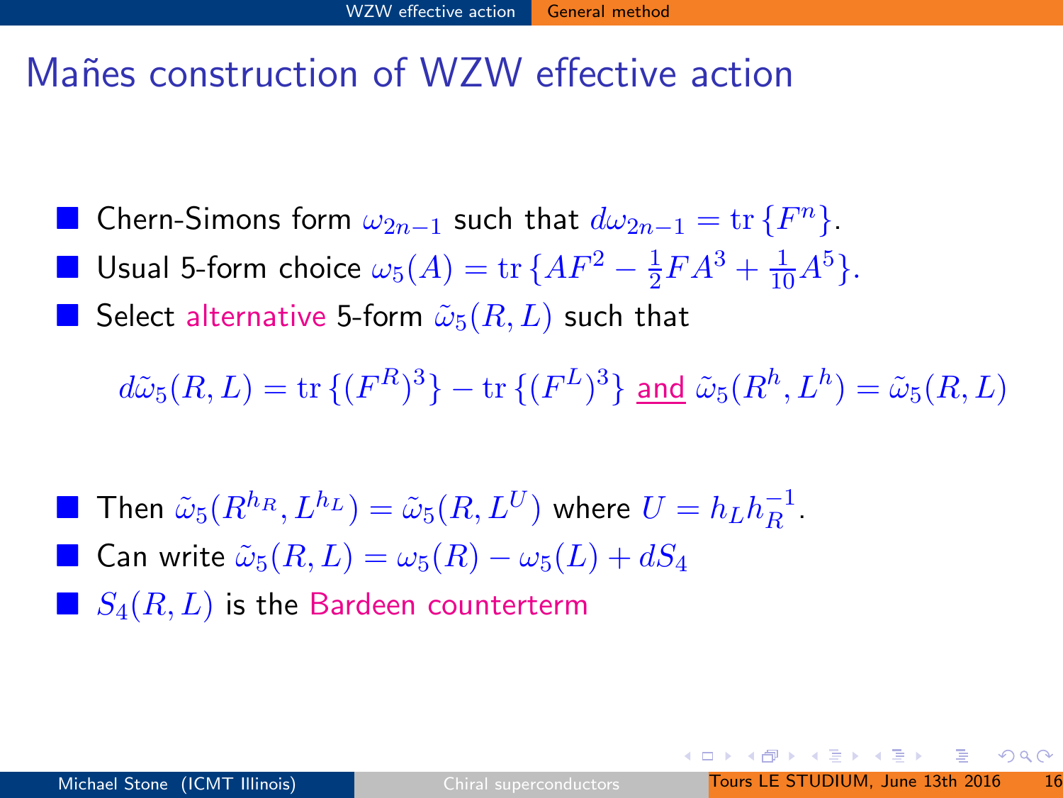# Mañes construction of WZW effective action

- Chern-Simons form $\omega_{2n-1}$ such that $d\omega_{2n-1} = \mathrm{tr}\,\{F^n\}$.
- Usual 5-form choice $\omega_5(A) = \mathrm{tr}\,\{AF^2 - \frac{1}{2}FA^3 + \frac{1}{10}A^5\}$.
- Select alternative 5-form $\tilde{\omega}_5(R, L)$ such that

$$d\tilde{\omega}_5(R, L) = \mathrm{tr}\,\{(F^R)^3\} - \mathrm{tr}\,\{(F^L)^3\} \ \underline{\text{and}}\ \tilde{\omega}_5(R^h, L^h) = \tilde{\omega}_5(R, L)$$

- Then $\tilde{\omega}_5(R^{h_R}, L^{h_L}) = \tilde{\omega}_5(R, L^U)$ where $U = h_L h_R^{-1}$.
- Can write $\tilde{\omega}_5(R, L) = \omega_5(R) - \omega_5(L) + dS_4$
- $S_4(R, L)$ is the Bardeen counterterm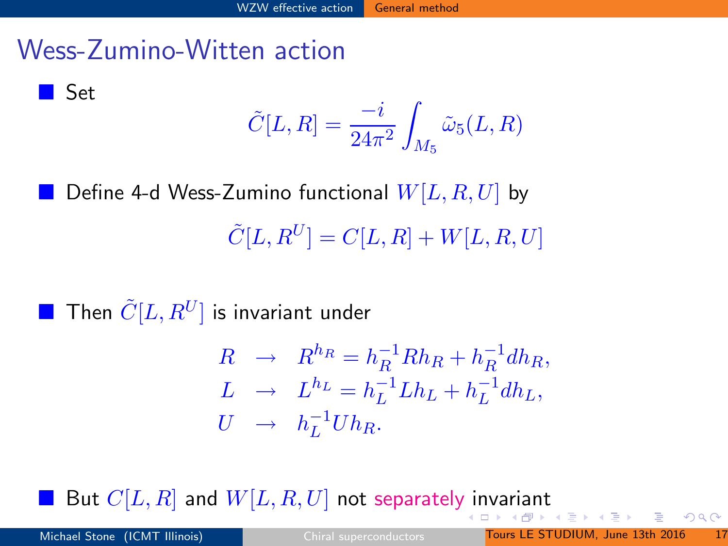# Wess-Zumino-Witten action

- Set

$$\tilde{C}[L,R] = \frac{-i}{24\pi^2}\int_{M_5} \tilde{\omega}_5(L,R)$$

- Define 4-d Wess-Zumino functional $W[L,R,U]$ by

$$\tilde{C}[L,R^U] = C[L,R] + W[L,R,U]$$

- Then $\tilde{C}[L,R^U]$ is invariant under

$$\begin{aligned} R &\to R^{h_R} = h_R^{-1} R h_R + h_R^{-1} d h_R, \\ L &\to L^{h_L} = h_L^{-1} L h_L + h_L^{-1} d h_L, \\ U &\to h_L^{-1} U h_R. \end{aligned}$$

- But $C[L,R]$ and $W[L,R,U]$ not *separately* invariant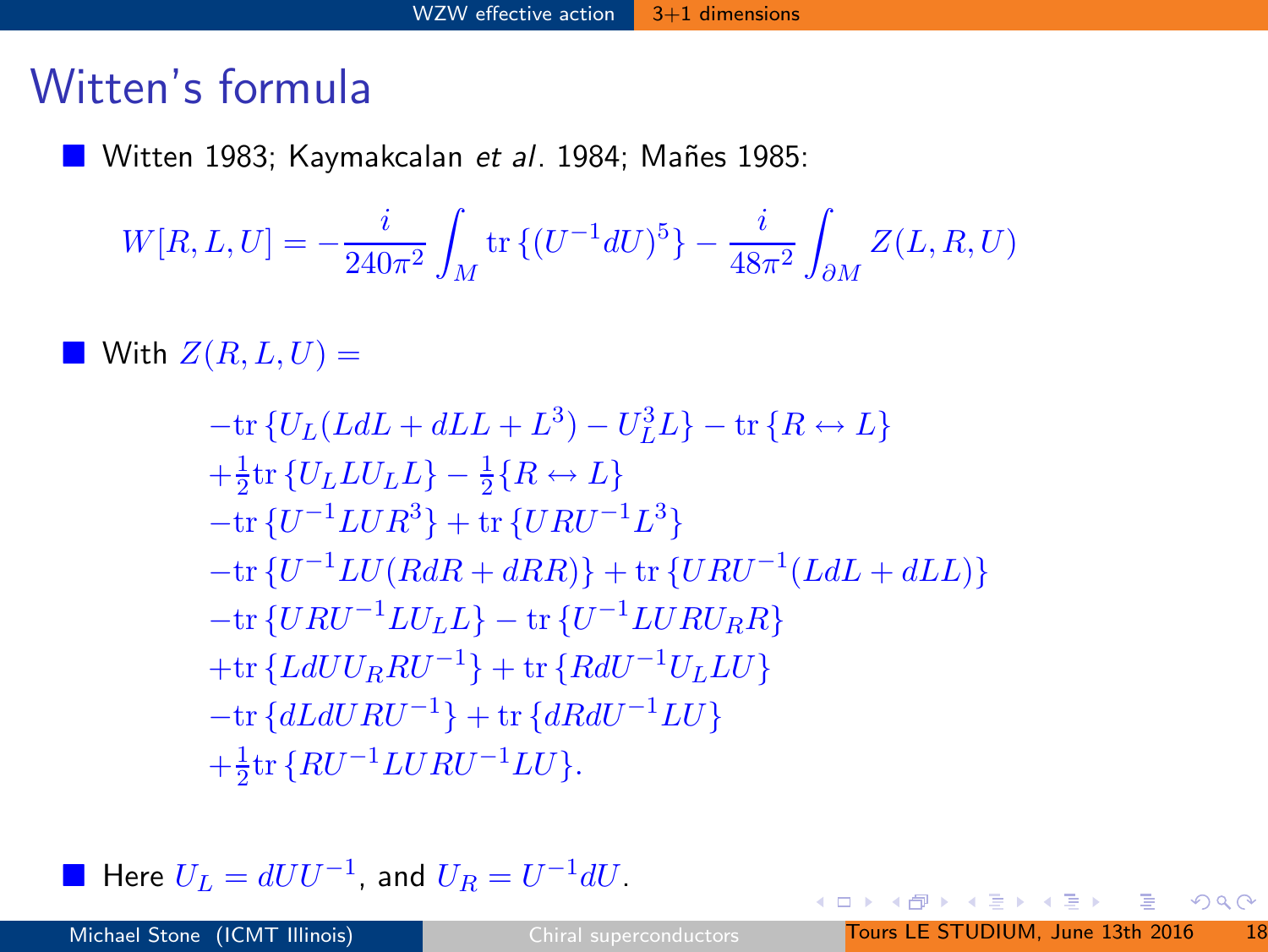# Witten's formula

- Witten 1983; Kaymakcalan *et al*. 1984; Mañes 1985:

$$W[R,L,U] = -\frac{i}{240\pi^2}\int_M \mathrm{tr}\,\{(U^{-1}dU)^5\} - \frac{i}{48\pi^2}\int_{\partial M} Z(L,R,U)$$

- With $Z(R,L,U) =$

$$
\begin{aligned}
&-\mathrm{tr}\,\{U_L(LdL + dLL + L^3) - U_L^3 L\} - \mathrm{tr}\,\{R \leftrightarrow L\}\\
&+\tfrac{1}{2}\mathrm{tr}\,\{U_L L U_L L\} - \tfrac{1}{2}\{R \leftrightarrow L\}\\
&-\mathrm{tr}\,\{U^{-1}LUR^3\} + \mathrm{tr}\,\{URU^{-1}L^3\}\\
&-\mathrm{tr}\,\{U^{-1}LU(RdR + dRR)\} + \mathrm{tr}\,\{URU^{-1}(LdL + dLL)\}\\
&-\mathrm{tr}\,\{URU^{-1}LU_L L\} - \mathrm{tr}\,\{U^{-1}LURU_R R\}\\
&+\mathrm{tr}\,\{LdUU_R RU^{-1}\} + \mathrm{tr}\,\{RdU^{-1}U_L LU\}\\
&-\mathrm{tr}\,\{dLdURU^{-1}\} + \mathrm{tr}\,\{dRdU^{-1}LU\}\\
&+\tfrac{1}{2}\mathrm{tr}\,\{RU^{-1}LURU^{-1}LU\}.
\end{aligned}
$$

- Here $U_L = dUU^{-1}$, and $U_R = U^{-1}dU$.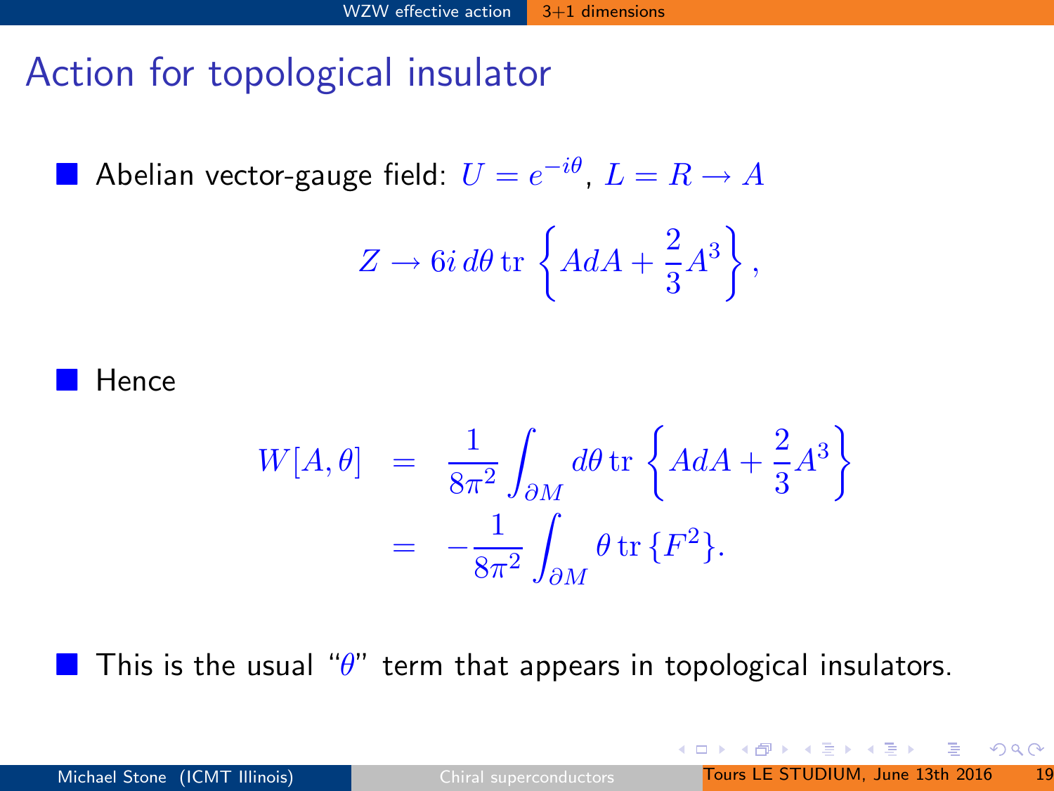# Action for topological insulator

- Abelian vector-gauge field: $U = e^{-i\theta}$, $L = R \to A$

$$Z \to 6i\, d\theta\, \mathrm{tr}\left\{ AdA + \frac{2}{3}A^3 \right\},$$

- Hence

$$\begin{aligned} W[A,\theta] &= \frac{1}{8\pi^2}\int_{\partial M} d\theta\, \mathrm{tr}\left\{ AdA + \frac{2}{3}A^3 \right\} \\ &= -\frac{1}{8\pi^2}\int_{\partial M} \theta\, \mathrm{tr}\,\{F^2\}. \end{aligned}$$

- This is the usual "$\theta$" term that appears in topological insulators.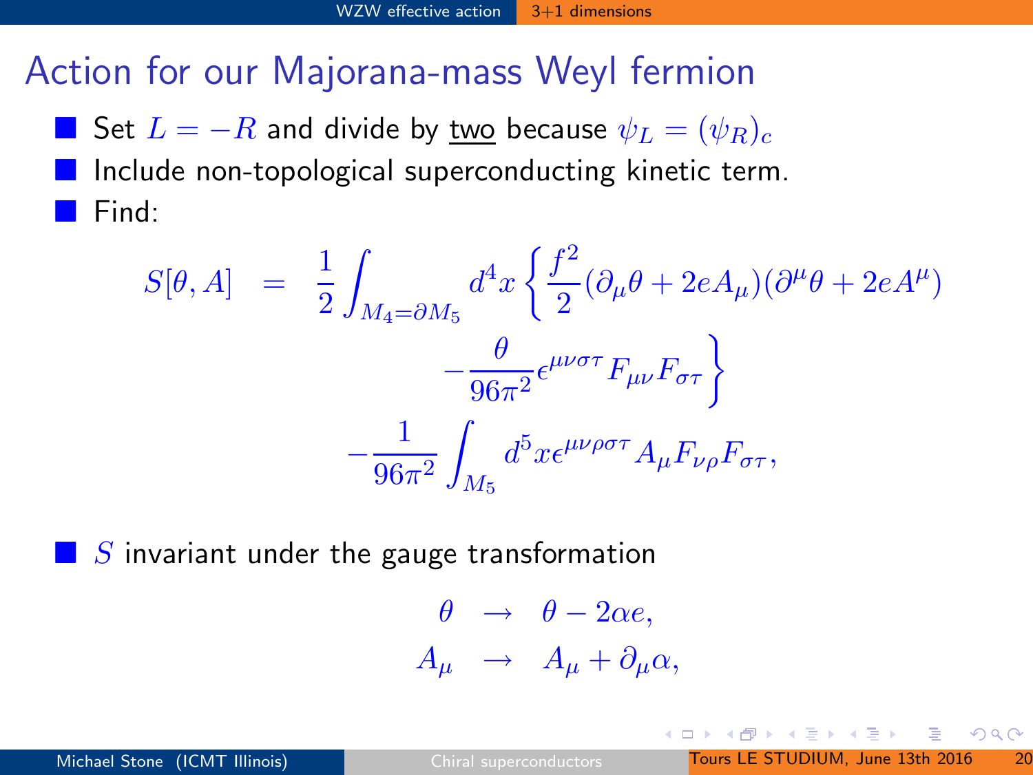# Action for our Majorana-mass Weyl fermion

- Set $L = -R$ and divide by two because $\psi_L = (\psi_R)_c$
- Include non-topological superconducting kinetic term.
- Find:

$$
\begin{aligned}
S[\theta, A] &= \frac{1}{2}\int_{M_4=\partial M_5} d^4x \left\{ \frac{f^2}{2}(\partial_\mu \theta + 2eA_\mu)(\partial^\mu \theta + 2eA^\mu) \right. \\
&\qquad \left. -\frac{\theta}{96\pi^2}\epsilon^{\mu\nu\sigma\tau}F_{\mu\nu}F_{\sigma\tau} \right\} \\
&\qquad -\frac{1}{96\pi^2}\int_{M_5} d^5x \epsilon^{\mu\nu\rho\sigma\tau}A_\mu F_{\nu\rho}F_{\sigma\tau},
\end{aligned}
$$

- $S$ invariant under the gauge transformation

$$
\begin{aligned}
\theta &\to \theta - 2\alpha e, \\
A_\mu &\to A_\mu + \partial_\mu \alpha,
\end{aligned}
$$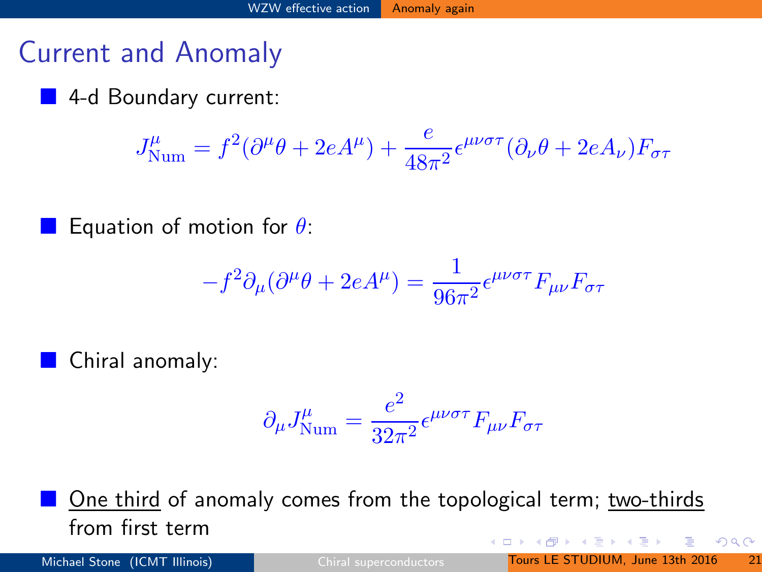# Current and Anomaly

- 4-d Boundary current:

$$J^\mu_{\text{Num}} = f^2(\partial^\mu \theta + 2eA^\mu) + \frac{e}{48\pi^2}\epsilon^{\mu\nu\sigma\tau}(\partial_\nu \theta + 2eA_\nu)F_{\sigma\tau}$$

- Equation of motion for $\theta$:

$$-f^2\partial_\mu(\partial^\mu \theta + 2eA^\mu) = \frac{1}{96\pi^2}\epsilon^{\mu\nu\sigma\tau}F_{\mu\nu}F_{\sigma\tau}$$

- Chiral anomaly:

$$\partial_\mu J^\mu_{\text{Num}} = \frac{e^2}{32\pi^2}\epsilon^{\mu\nu\sigma\tau}F_{\mu\nu}F_{\sigma\tau}$$

- One third of anomaly comes from the topological term; two-thirds from first term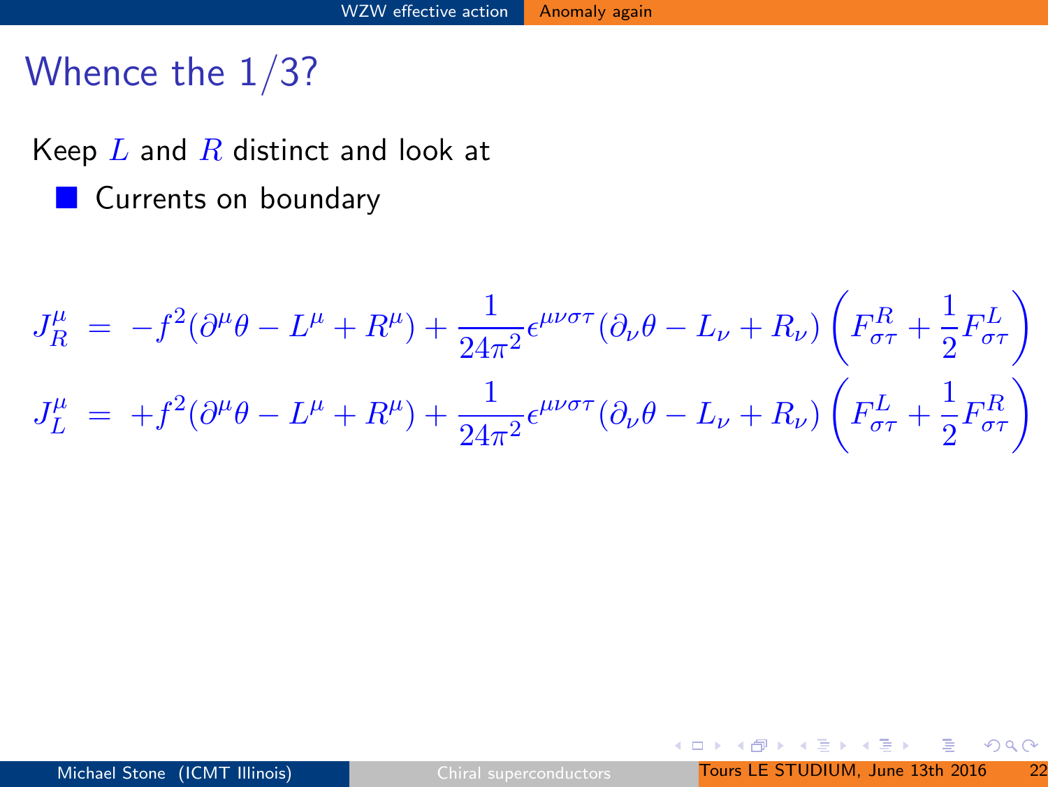# Whence the 1/3?

Keep $L$ and $R$ distinct and look at

- Currents on boundary

$$
\begin{aligned}
J_R^\mu &= -f^2(\partial^\mu\theta - L^\mu + R^\mu) + \frac{1}{24\pi^2}\epsilon^{\mu\nu\sigma\tau}(\partial_\nu\theta - L_\nu + R_\nu)\left(F^R_{\sigma\tau} + \frac{1}{2}F^L_{\sigma\tau}\right)\\
J_L^\mu &= +f^2(\partial^\mu\theta - L^\mu + R^\mu) + \frac{1}{24\pi^2}\epsilon^{\mu\nu\sigma\tau}(\partial_\nu\theta - L_\nu + R_\nu)\left(F^L_{\sigma\tau} + \frac{1}{2}F^R_{\sigma\tau}\right)
\end{aligned}
$$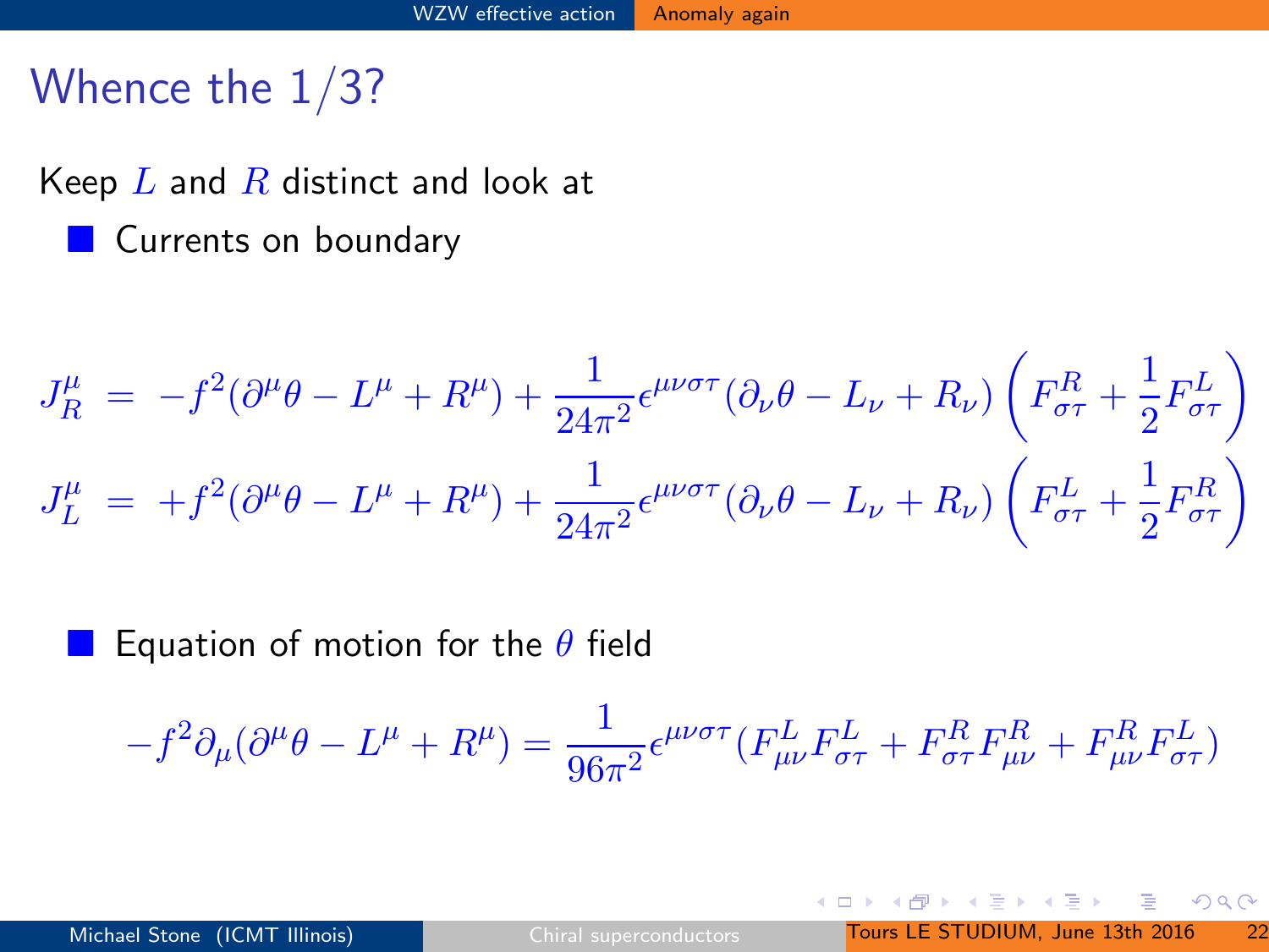# Whence the 1/3?

Keep $L$ and $R$ distinct and look at

- Currents on boundary

$$
\begin{aligned}
J_R^\mu &= -f^2(\partial^\mu\theta - L^\mu + R^\mu) + \frac{1}{24\pi^2}\epsilon^{\mu\nu\sigma\tau}(\partial_\nu\theta - L_\nu + R_\nu)\left(F^R_{\sigma\tau} + \frac{1}{2}F^L_{\sigma\tau}\right) \\
J_L^\mu &= +f^2(\partial^\mu\theta - L^\mu + R^\mu) + \frac{1}{24\pi^2}\epsilon^{\mu\nu\sigma\tau}(\partial_\nu\theta - L_\nu + R_\nu)\left(F^L_{\sigma\tau} + \frac{1}{2}F^R_{\sigma\tau}\right)
\end{aligned}
$$

- Equation of motion for the $\theta$ field

$$
-f^2\partial_\mu(\partial^\mu\theta - L^\mu + R^\mu) = \frac{1}{96\pi^2}\epsilon^{\mu\nu\sigma\tau}(F^L_{\mu\nu}F^L_{\sigma\tau} + F^R_{\sigma\tau}F^R_{\mu\nu} + F^R_{\mu\nu}F^L_{\sigma\tau})
$$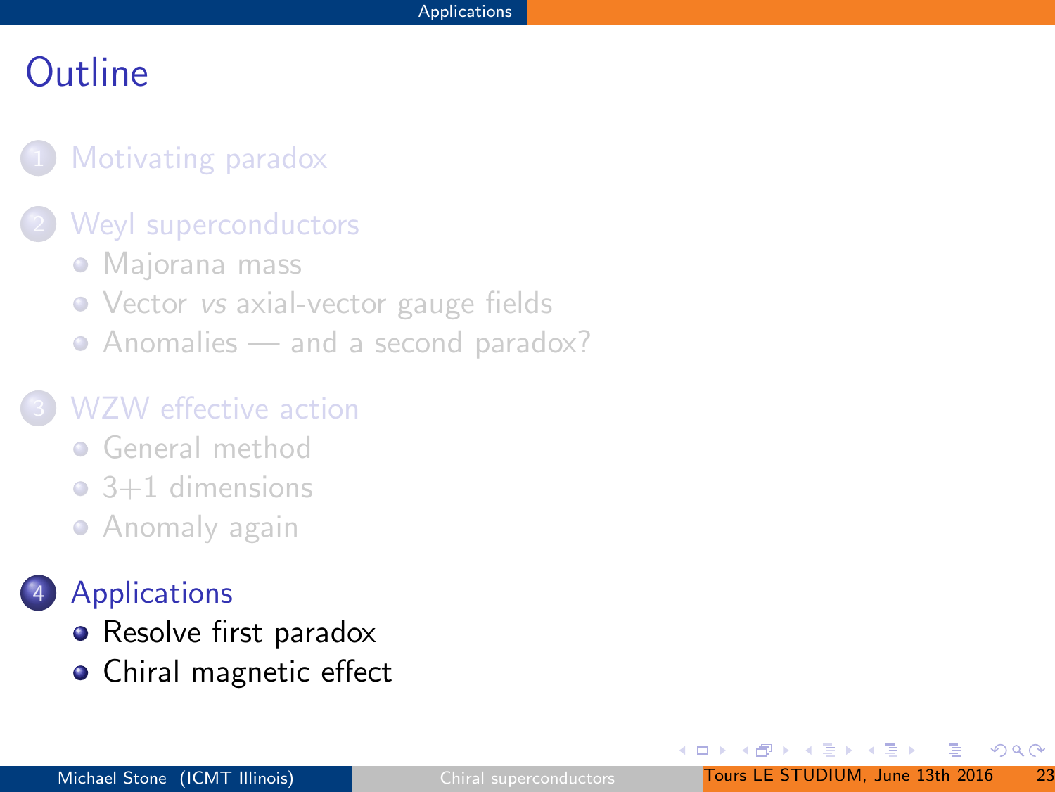# Outline

1. Motivating paradox
2. Weyl superconductors
   - Majorana mass
   - Vector *vs* axial-vector gauge fields
   - Anomalies — and a second paradox?
3. WZW effective action
   - General method
   - 3+1 dimensions
   - Anomaly again
4. Applications
   - Resolve first paradox
   - Chiral magnetic effect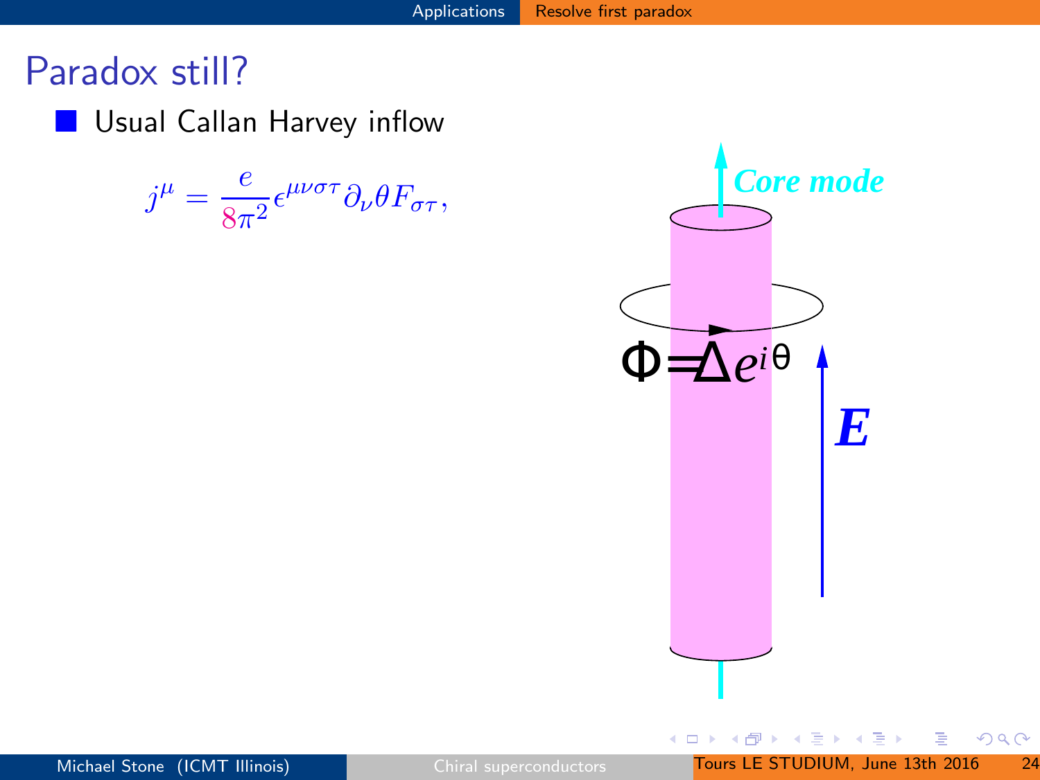# Paradox still?

- Usual Callan Harvey inflow

$$j^{\mu} = \frac{e}{8\pi^2}\epsilon^{\mu\nu\sigma\tau}\partial_{\nu}\theta F_{\sigma\tau},$$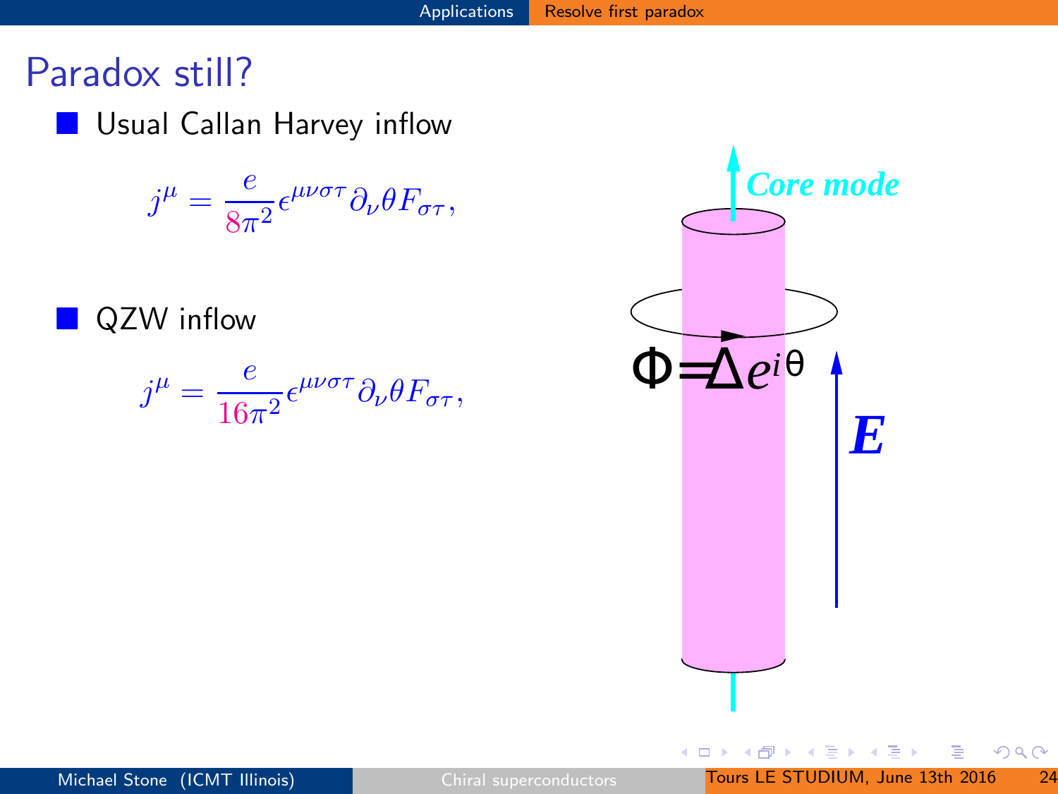# Paradox still?

- Usual Callan Harvey inflow

$$j^\mu = \frac{e}{8\pi^2}\epsilon^{\mu\nu\sigma\tau}\partial_\nu\theta F_{\sigma\tau},$$

- QZW inflow

$$j^\mu = \frac{e}{16\pi^2}\epsilon^{\mu\nu\sigma\tau}\partial_\nu\theta F_{\sigma\tau},$$

*Core mode*

$\Phi = \Delta e^{i\theta}$

$\boldsymbol{E}$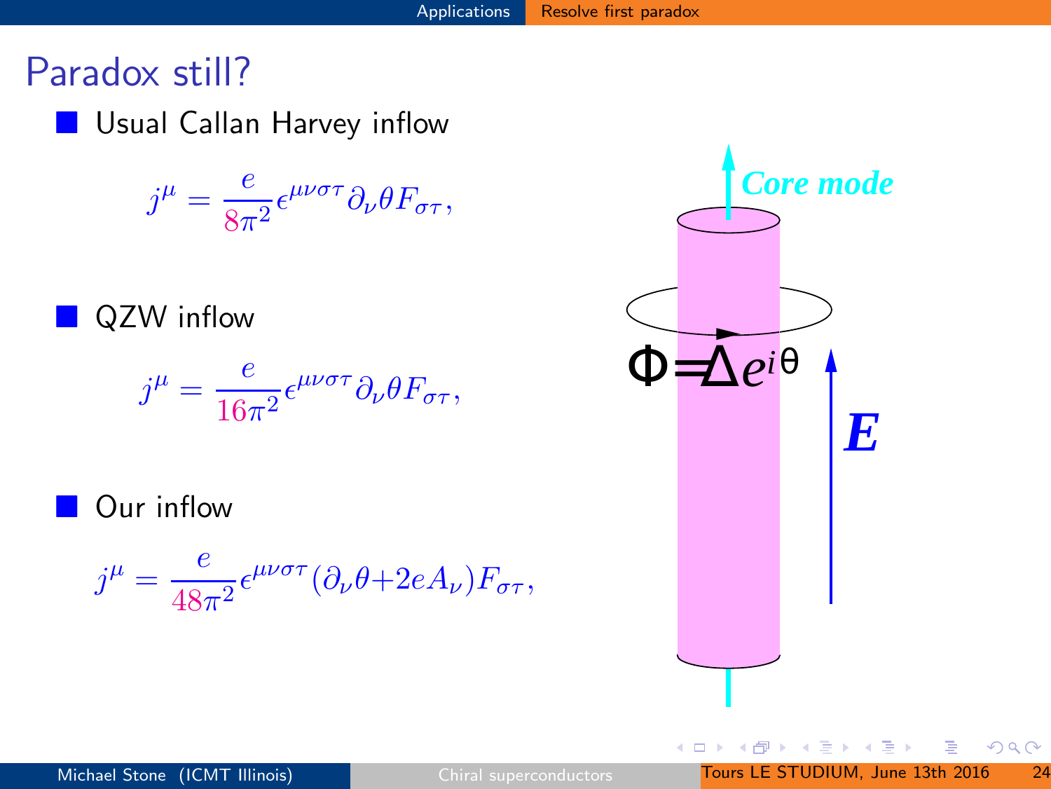# Paradox still?

- Usual Callan Harvey inflow

$$j^\mu = \frac{e}{8\pi^2}\epsilon^{\mu\nu\sigma\tau}\partial_\nu\theta F_{\sigma\tau},$$

- QZW inflow

$$j^\mu = \frac{e}{16\pi^2}\epsilon^{\mu\nu\sigma\tau}\partial_\nu\theta F_{\sigma\tau},$$

- Our inflow

$$j^\mu = \frac{e}{48\pi^2}\epsilon^{\mu\nu\sigma\tau}(\partial_\nu\theta + 2eA_\nu)F_{\sigma\tau},$$

*Core mode*

$\Phi = \Delta e^{i\theta}$

$\boldsymbol{E}$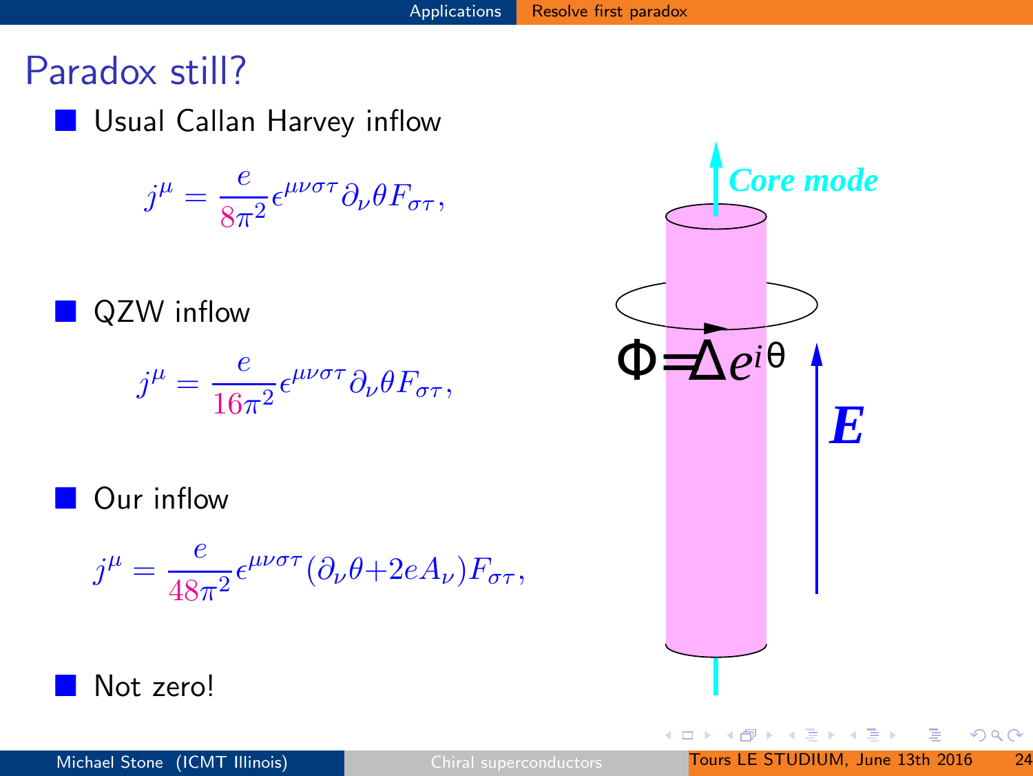# Paradox still?

- Usual Callan Harvey inflow

$$j^{\mu} = \frac{e}{8\pi^2}\epsilon^{\mu\nu\sigma\tau}\partial_{\nu}\theta F_{\sigma\tau},$$

- QZW inflow

$$j^{\mu} = \frac{e}{16\pi^2}\epsilon^{\mu\nu\sigma\tau}\partial_{\nu}\theta F_{\sigma\tau},$$

- Our inflow

$$j^{\mu} = \frac{e}{48\pi^2}\epsilon^{\mu\nu\sigma\tau}(\partial_{\nu}\theta + 2eA_{\nu})F_{\sigma\tau},$$

- Not zero!

*Core mode*

$\Phi = \Delta e^{i\theta}$

$\boldsymbol{E}$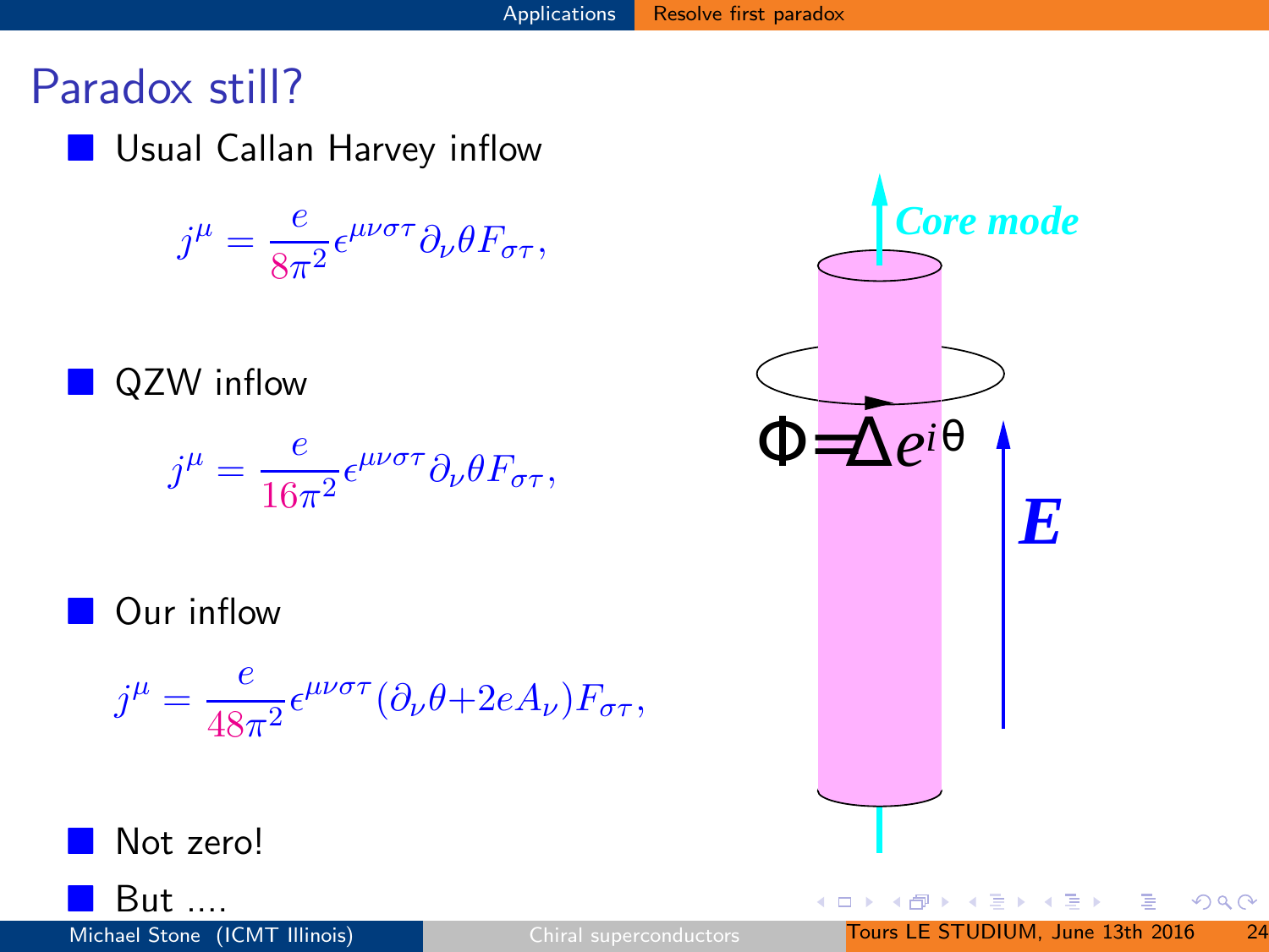# Paradox still?

- Usual Callan Harvey inflow

$$j^\mu = \frac{e}{8\pi^2}\epsilon^{\mu\nu\sigma\tau}\partial_\nu\theta F_{\sigma\tau},$$

- QZW inflow

$$j^\mu = \frac{e}{16\pi^2}\epsilon^{\mu\nu\sigma\tau}\partial_\nu\theta F_{\sigma\tau},$$

- Our inflow

$$j^\mu = \frac{e}{48\pi^2}\epsilon^{\mu\nu\sigma\tau}(\partial_\nu\theta + 2eA_\nu)F_{\sigma\tau},$$

- Not zero!
- But ....

*Core mode*

$\Phi = \Delta e^{i\theta}$

$\boldsymbol{E}$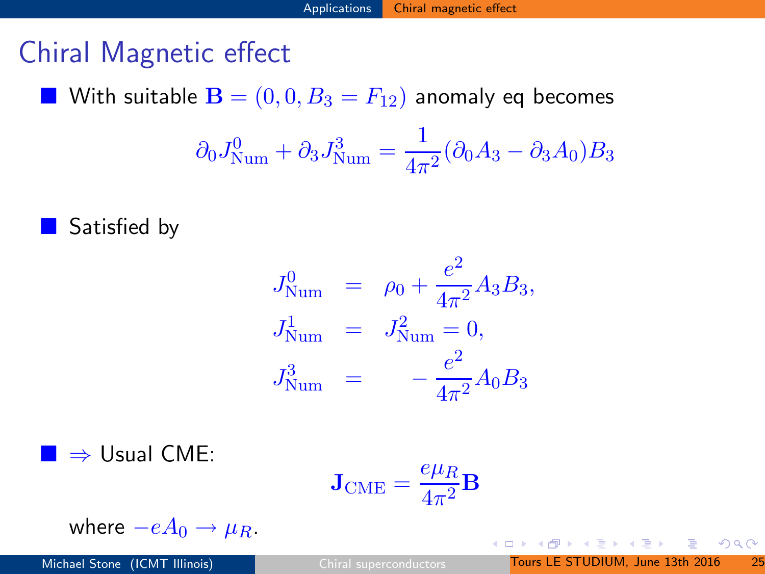# Chiral Magnetic effect

- With suitable $\mathbf{B} = (0, 0, B_3 = F_{12})$ anomaly eq becomes

$$\partial_0 J^0_{\rm Num} + \partial_3 J^3_{\rm Num} = \frac{1}{4\pi^2}(\partial_0 A_3 - \partial_3 A_0) B_3$$

- Satisfied by

$$\begin{aligned}
J^0_{\rm Num} &= \rho_0 + \frac{e^2}{4\pi^2} A_3 B_3, \\
J^1_{\rm Num} &= J^2_{\rm Num} = 0, \\
J^3_{\rm Num} &= \quad - \frac{e^2}{4\pi^2} A_0 B_3
\end{aligned}$$

- $\Rightarrow$ Usual CME:

$$\mathbf{J}_{\rm CME} = \frac{e\mu_R}{4\pi^2}\mathbf{B}$$

where $-eA_0 \to \mu_R$.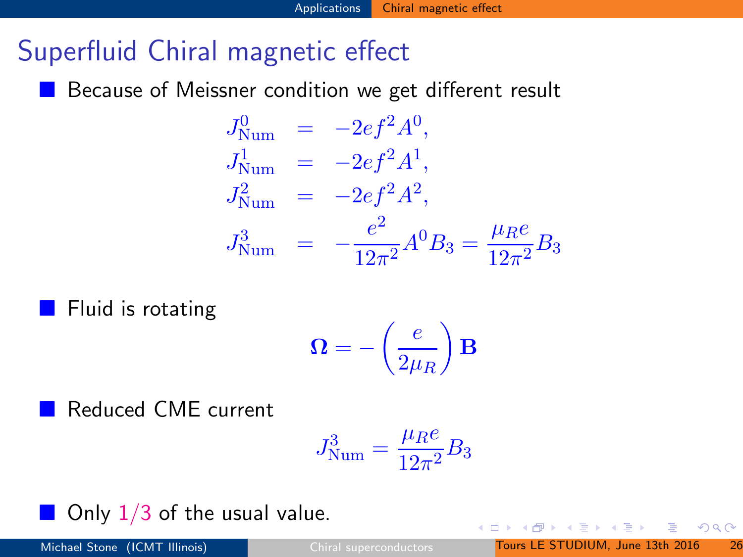# Superfluid Chiral magnetic effect

- Because of Meissner condition we get different result

$$
\begin{aligned}
J^0_{\rm Num} &= -2ef^2 A^0, \\
J^1_{\rm Num} &= -2ef^2 A^1, \\
J^2_{\rm Num} &= -2ef^2 A^2, \\
J^3_{\rm Num} &= -\frac{e^2}{12\pi^2} A^0 B_3 = \frac{\mu_R e}{12\pi^2} B_3
\end{aligned}
$$

- Fluid is rotating

$$
\mathbf{\Omega} = -\left(\frac{e}{2\mu_R}\right)\mathbf{B}
$$

- Reduced CME current

$$
J^3_{\rm Num} = \frac{\mu_R e}{12\pi^2} B_3
$$

- Only 1/3 of the usual value.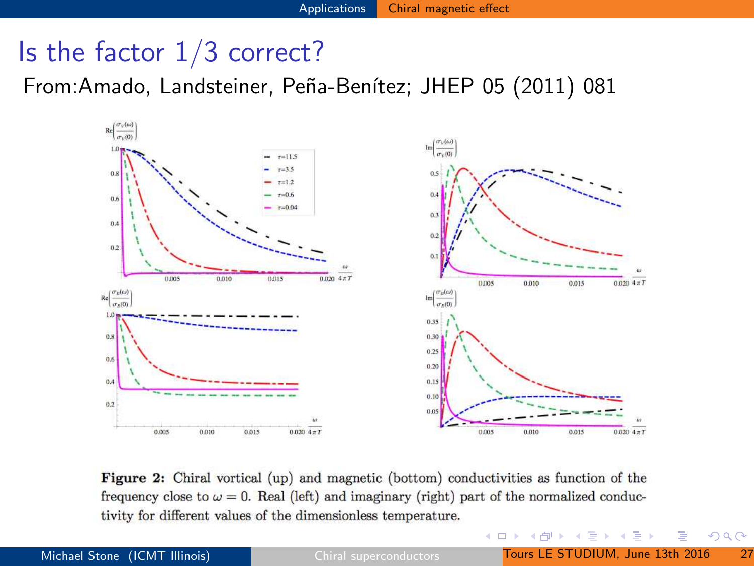# Is the factor 1/3 correct?

From:Amado, Landsteiner, Peña-Benítez; JHEP 05 (2011) 081

**Figure 2:** Chiral vortical (up) and magnetic (bottom) conductivities as function of the frequency close to $\omega = 0$. Real (left) and imaginary (right) part of the normalized conductivity for different values of the dimensionless temperature.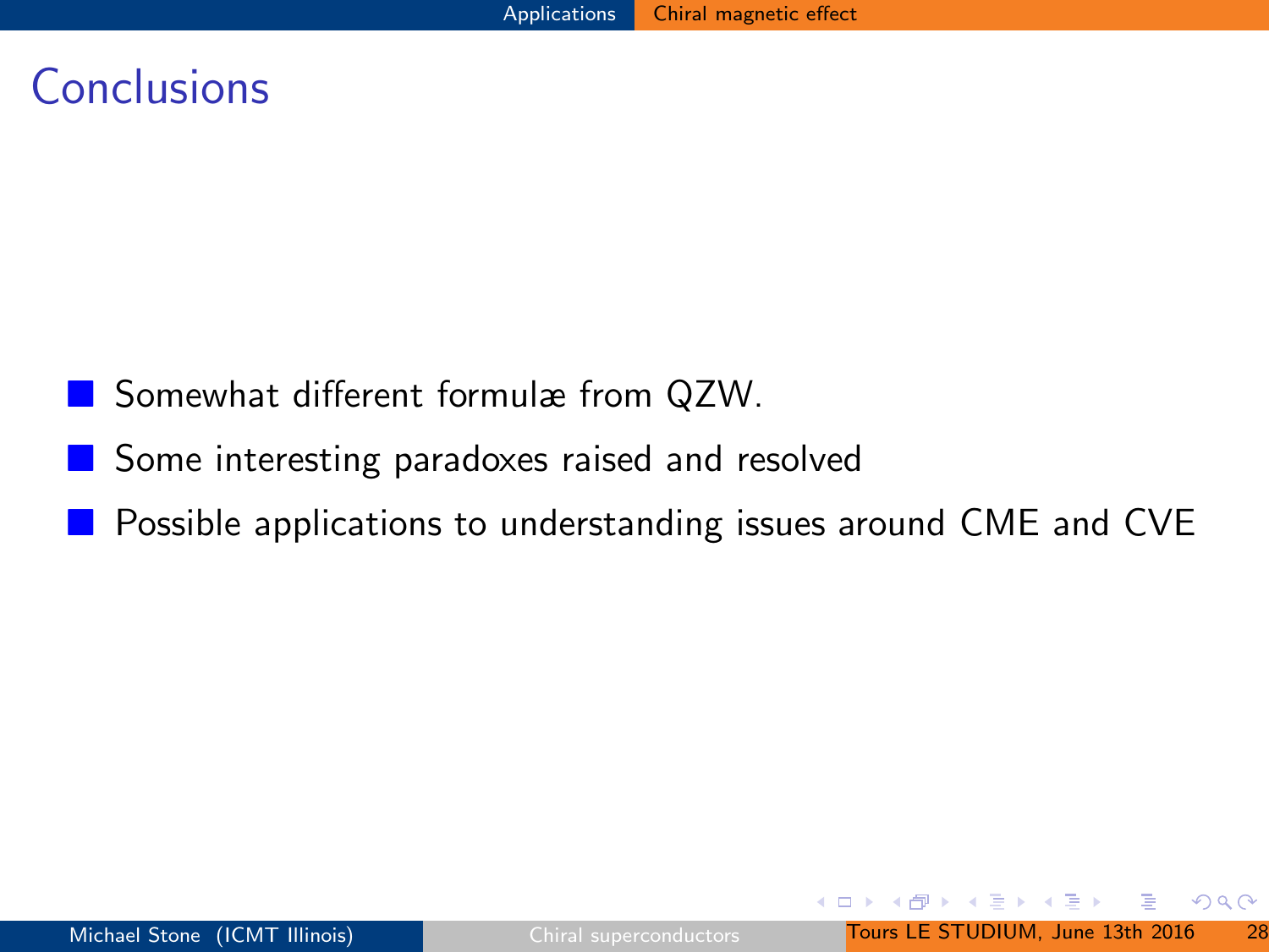# Conclusions

- Somewhat different formulæ from QZW.
- Some interesting paradoxes raised and resolved
- Possible applications to understanding issues around CME and CVE